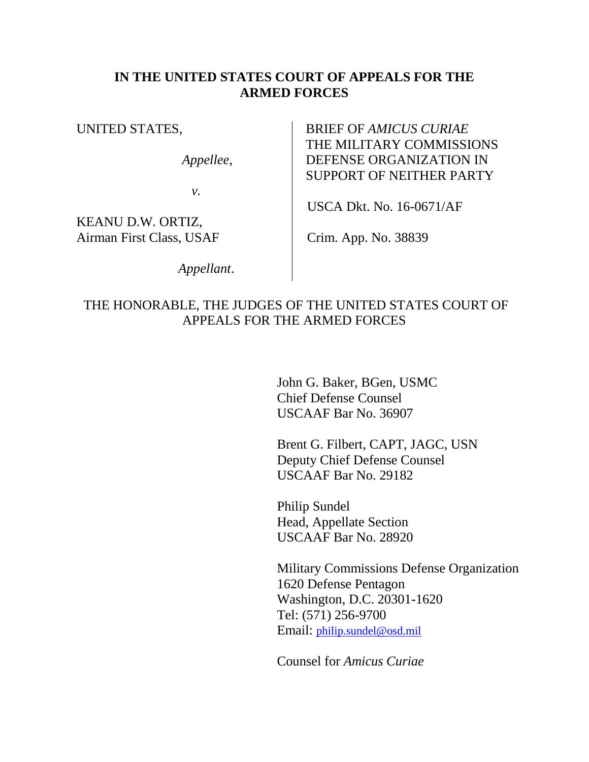# IN THE UNITED STATES COURT OF APPEALS FOR THE ARMED FORCES

| | |
|---|---|
| UNITED STATES,<br><br>*Appellee*,<br><br>*v.*<br><br>KEANU D.W. ORTIZ,<br>Airman First Class, USAF<br><br>*Appellant*. | BRIEF OF *AMICUS CURIAE* THE MILITARY COMMISSIONS DEFENSE ORGANIZATION IN SUPPORT OF NEITHER PARTY<br><br>USCA Dkt. No. 16-0671/AF<br><br>Crim. App. No. 38839 |

THE HONORABLE, THE JUDGES OF THE UNITED STATES COURT OF APPEALS FOR THE ARMED FORCES

John G. Baker, BGen, USMC
Chief Defense Counsel
USCAAF Bar No. 36907

Brent G. Filbert, CAPT, JAGC, USN
Deputy Chief Defense Counsel
USCAAF Bar No. 29182

Philip Sundel
Head, Appellate Section
USCAAF Bar No. 28920

Military Commissions Defense Organization
1620 Defense Pentagon
Washington, D.C. 20301-1620
Tel: (571) 256-9700
Email: philip.sundel@osd.mil

Counsel for *Amicus Curiae*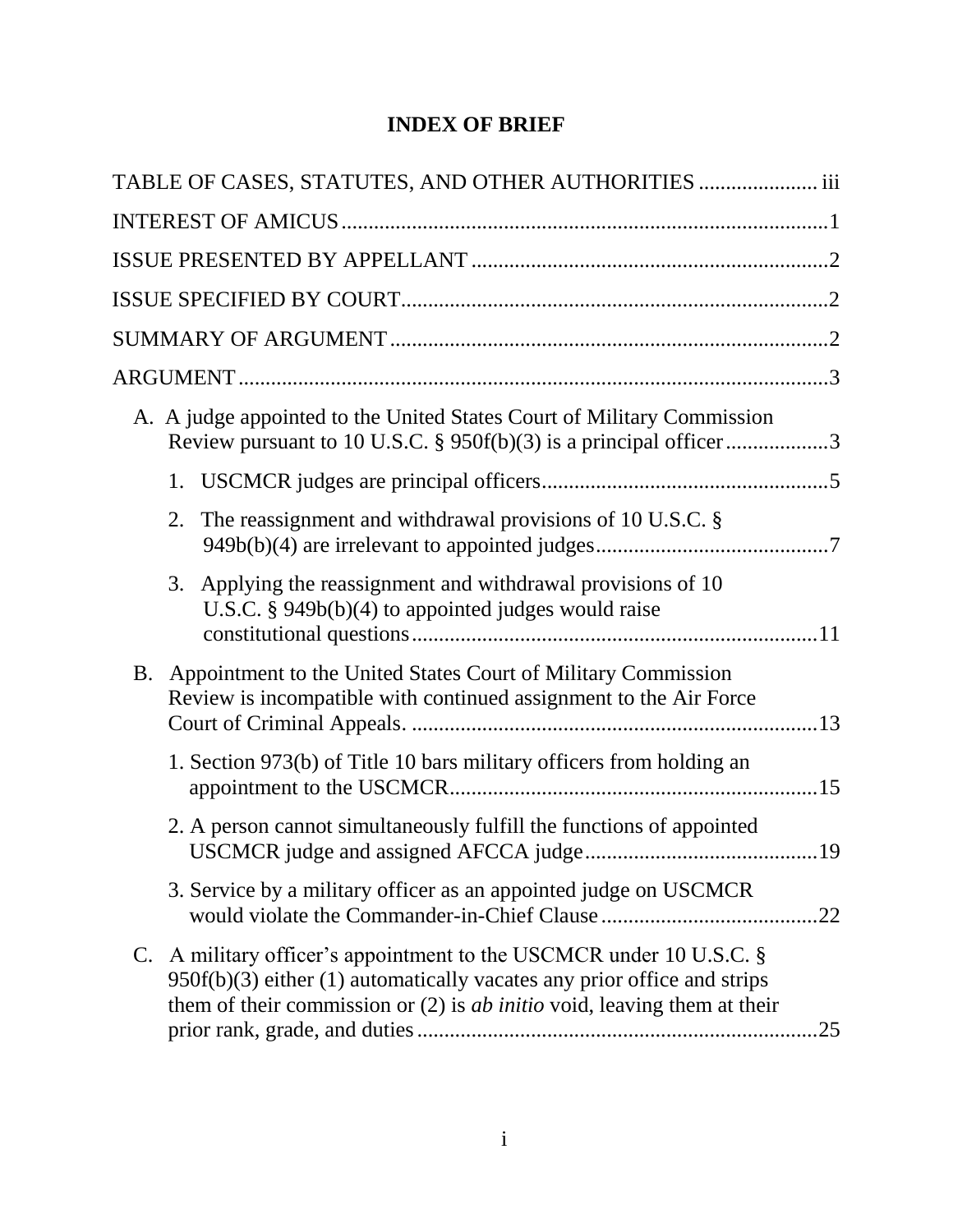# INDEX OF BRIEF

TABLE OF CASES, STATUTES, AND OTHER AUTHORITIES ..................... iii

INTEREST OF AMICUS ........................................................................................ 1

ISSUE PRESENTED BY APPELLANT ................................................................. 2

ISSUE SPECIFIED BY COURT .............................................................................. 2

SUMMARY OF ARGUMENT ................................................................................ 2

ARGUMENT ........................................................................................................... 3

- A. A judge appointed to the United States Court of Military Commission Review pursuant to 10 U.S.C. § 950f(b)(3) is a principal officer .................. 3
  - 1. USCMCR judges are principal officers ..................................................... 5
  - 2. The reassignment and withdrawal provisions of 10 U.S.C. § 949b(b)(4) are irrelevant to appointed judges ........................................... 7
  - 3. Applying the reassignment and withdrawal provisions of 10 U.S.C. § 949b(b)(4) to appointed judges would raise constitutional questions .......................................................................... 11
- B. Appointment to the United States Court of Military Commission Review is incompatible with continued assignment to the Air Force Court of Criminal Appeals. ........................................................................... 13
  - 1. Section 973(b) of Title 10 bars military officers from holding an appointment to the USCMCR .................................................................... 15
  - 2. A person cannot simultaneously fulfill the functions of appointed USCMCR judge and assigned AFCCA judge ........................................... 19
  - 3. Service by a military officer as an appointed judge on USCMCR would violate the Commander-in-Chief Clause ........................................ 22
- C. A military officer's appointment to the USCMCR under 10 U.S.C. § 950f(b)(3) either (1) automatically vacates any prior office and strips them of their commission or (2) is *ab initio* void, leaving them at their prior rank, grade, and duties .......................................................................... 25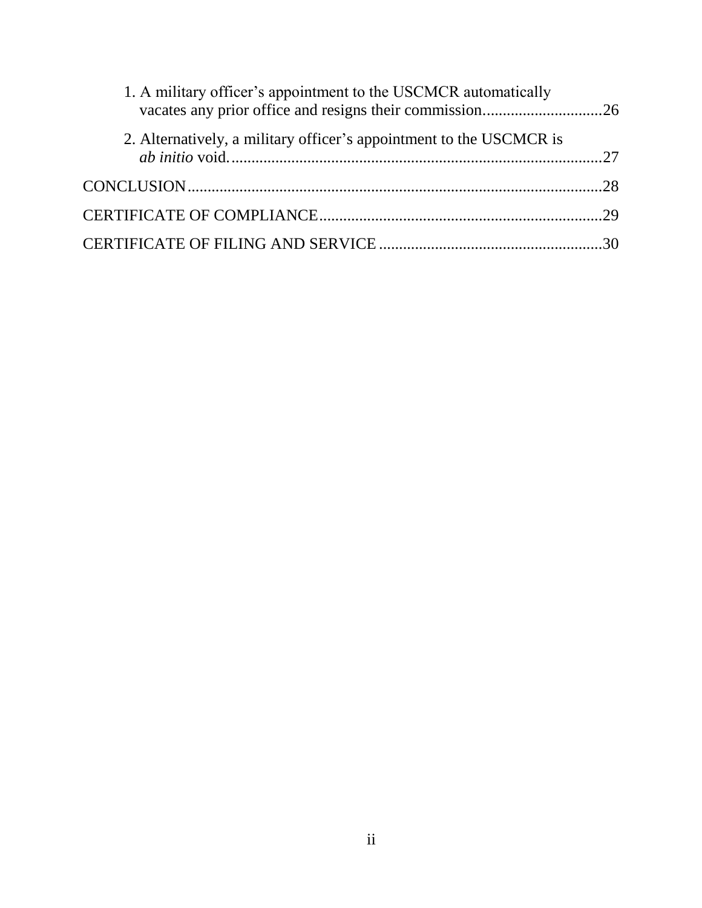1. A military officer's appointment to the USCMCR automatically vacates any prior office and resigns their commission..............................26

2. Alternatively, a military officer's appointment to the USCMCR is *ab initio* void.............................................................................................27

CONCLUSION.......................................................................................................28

CERTIFICATE OF COMPLIANCE.......................................................................29

CERTIFICATE OF FILING AND SERVICE ........................................................30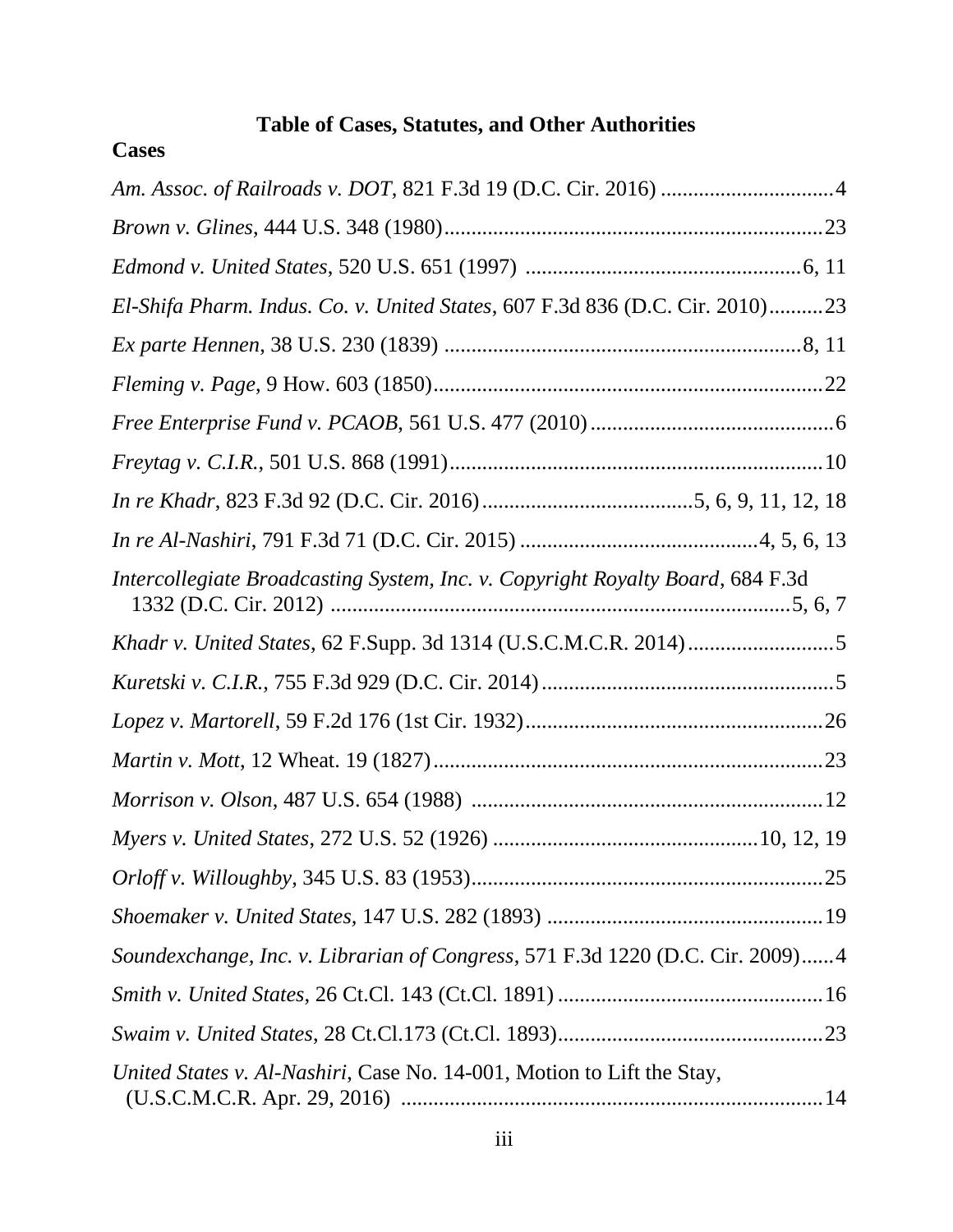## Table of Cases, Statutes, and Other Authorities

### Cases

*Am. Assoc. of Railroads v. DOT*, 821 F.3d 19 (D.C. Cir. 2016) ................................4

*Brown v. Glines*, 444 U.S. 348 (1980)......................................................................23

*Edmond v. United States*, 520 U.S. 651 (1997) ...................................................6, 11

*El-Shifa Pharm. Indus. Co. v. United States*, 607 F.3d 836 (D.C. Cir. 2010)..........23

*Ex parte Hennen*, 38 U.S. 230 (1839) ..................................................................8, 11

*Fleming v. Page*, 9 How. 603 (1850)........................................................................22

*Free Enterprise Fund v. PCAOB*, 561 U.S. 477 (2010).............................................6

*Freytag v. C.I.R.*, 501 U.S. 868 (1991).....................................................................10

*In re Khadr*, 823 F.3d 92 (D.C. Cir. 2016).......................................5, 6, 9, 11, 12, 18

*In re Al-Nashiri*, 791 F.3d 71 (D.C. Cir. 2015) ...........................................4, 5, 6, 13

*Intercollegiate Broadcasting System, Inc. v. Copyright Royalty Board*, 684 F.3d 1332 (D.C. Cir. 2012) .....................................................................................5, 6, 7

*Khadr v. United States*, 62 F.Supp. 3d 1314 (U.S.C.M.C.R. 2014)...........................5

*Kuretski v. C.I.R.*, 755 F.3d 929 (D.C. Cir. 2014)......................................................5

*Lopez v. Martorell*, 59 F.2d 176 (1st Cir. 1932).......................................................26

*Martin v. Mott*, 12 Wheat. 19 (1827)........................................................................23

*Morrison v. Olson*, 487 U.S. 654 (1988) .................................................................12

*Myers v. United States*, 272 U.S. 52 (1926) ...............................................10, 12, 19

*Orloff v. Willoughby*, 345 U.S. 83 (1953).................................................................25

*Shoemaker v. United States*, 147 U.S. 282 (1893) ...................................................19

*Soundexchange, Inc. v. Librarian of Congress*, 571 F.3d 1220 (D.C. Cir. 2009)......4

*Smith v. United States*, 26 Ct.Cl. 143 (Ct.Cl. 1891) .................................................16

*Swaim v. United States*, 28 Ct.Cl.173 (Ct.Cl. 1893).................................................23

*United States v. Al-Nashiri*, Case No. 14-001, Motion to Lift the Stay, (U.S.C.M.C.R. Apr. 29, 2016) .............................................................................14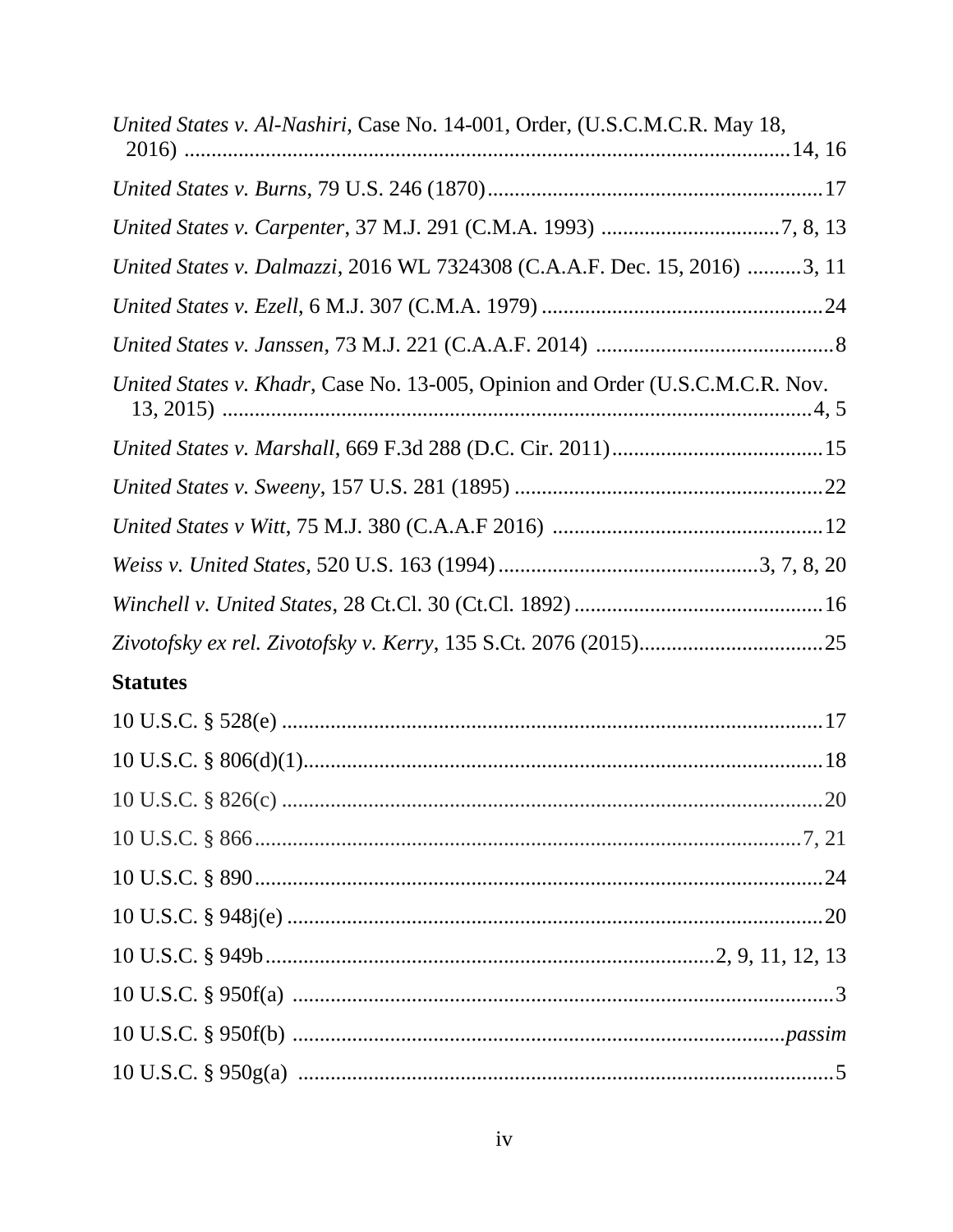*United States v. Al-Nashiri*, Case No. 14-001, Order, (U.S.C.M.C.R. May 18, 2016) ....................................................................................................14, 16

*United States v. Burns*, 79 U.S. 246 (1870)..............................................................17

*United States v. Carpenter*, 37 M.J. 291 (C.M.A. 1993) ................................7, 8, 13

*United States v. Dalmazzi*, 2016 WL 7324308 (C.A.A.F. Dec. 15, 2016) ..........3, 11

*United States v. Ezell*, 6 M.J. 307 (C.M.A. 1979) ....................................................24

*United States v. Janssen*, 73 M.J. 221 (C.A.A.F. 2014) ............................................8

*United States v. Khadr*, Case No. 13-005, Opinion and Order (U.S.C.M.C.R. Nov. 13, 2015) .............................................................................................................4, 5

*United States v. Marshall*, 669 F.3d 288 (D.C. Cir. 2011).......................................15

*United States v. Sweeny*, 157 U.S. 281 (1895) .........................................................22

*United States v Witt*, 75 M.J. 380 (C.A.A.F 2016) ..................................................12

*Weiss v. United States*, 520 U.S. 163 (1994)...............................................3, 7, 8, 20

*Winchell v. United States*, 28 Ct.Cl. 30 (Ct.Cl. 1892)..............................................16

*Zivotofsky ex rel. Zivotofsky v. Kerry*, 135 S.Ct. 2076 (2015)..................................25

**Statutes**

10 U.S.C. § 528(e) ...................................................................................................17

10 U.S.C. § 806(d)(1)...............................................................................................18

10 U.S.C. § 826(c) ...................................................................................................20

10 U.S.C. § 866.....................................................................................................7, 21

10 U.S.C. § 890.........................................................................................................24

10 U.S.C. § 948j(e) ...................................................................................................20

10 U.S.C. § 949b...................................................................................2, 9, 11, 12, 13

10 U.S.C. § 950f(a) ....................................................................................................3

10 U.S.C. § 950f(b) ..............................................................................................*passim*

10 U.S.C. § 950g(a) ...................................................................................................5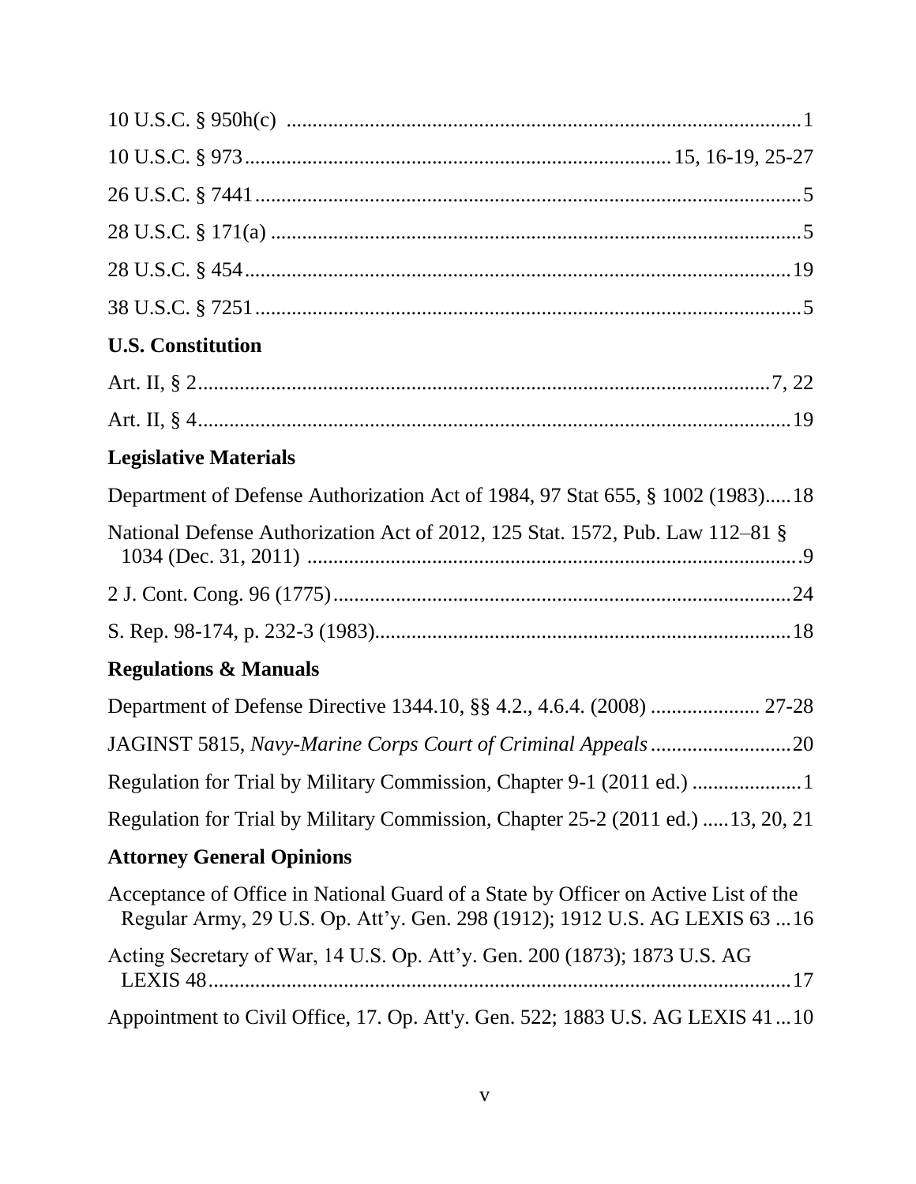10 U.S.C. § 950h(c) ..................................................................................................1

10 U.S.C. § 973.................................................................................15, 16-19, 25-27

26 U.S.C. § 7441........................................................................................................5

28 U.S.C. § 171(a) .....................................................................................................5

28 U.S.C. § 454.........................................................................................................19

38 U.S.C. § 7251........................................................................................................5

**U.S. Constitution**

Art. II, § 2...............................................................................................................7, 22

Art. II, § 4.................................................................................................................19

**Legislative Materials**

Department of Defense Authorization Act of 1984, 97 Stat 655, § 1002 (1983).....18

National Defense Authorization Act of 2012, 125 Stat. 1572, Pub. Law 112–81 § 1034 (Dec. 31, 2011) ..............................................................................................9

2 J. Cont. Cong. 96 (1775).......................................................................................24

S. Rep. 98-174, p. 232-3 (1983)...............................................................................18

**Regulations & Manuals**

Department of Defense Directive 1344.10, §§ 4.2., 4.6.4. (2008) ..................... 27-28

JAGINST 5815, *Navy-Marine Corps Court of Criminal Appeals*...........................20

Regulation for Trial by Military Commission, Chapter 9-1 (2011 ed.) .....................1

Regulation for Trial by Military Commission, Chapter 25-2 (2011 ed.) .....13, 20, 21

**Attorney General Opinions**

Acceptance of Office in National Guard of a State by Officer on Active List of the Regular Army, 29 U.S. Op. Att'y. Gen. 298 (1912); 1912 U.S. AG LEXIS 63 ...16

Acting Secretary of War, 14 U.S. Op. Att'y. Gen. 200 (1873); 1873 U.S. AG LEXIS 48................................................................................................................17

Appointment to Civil Office, 17. Op. Att'y. Gen. 522; 1883 U.S. AG LEXIS 41...10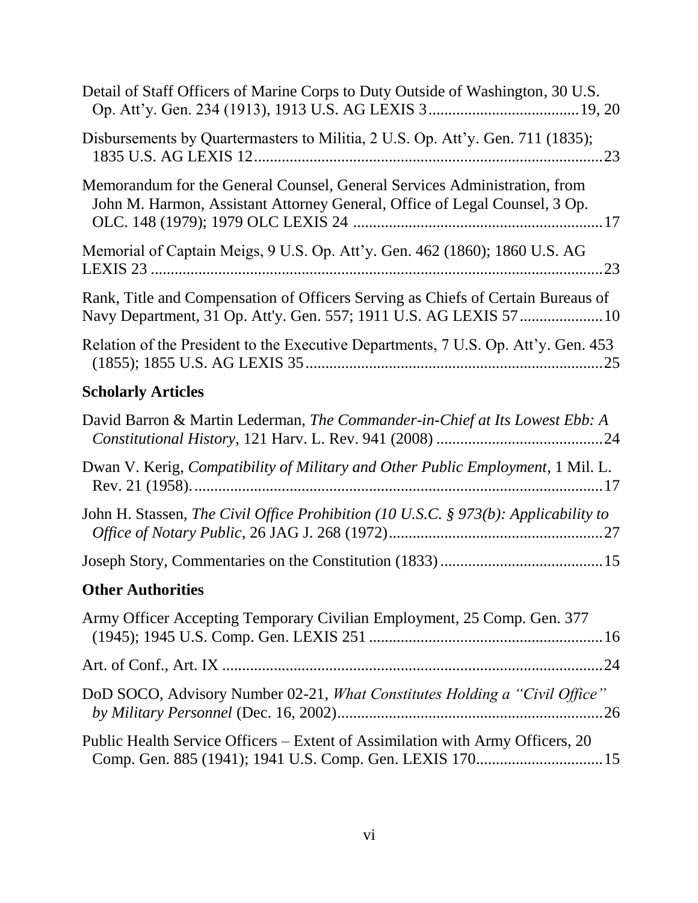Detail of Staff Officers of Marine Corps to Duty Outside of Washington, 30 U.S. Op. Att'y. Gen. 234 (1913), 1913 U.S. AG LEXIS 3 ......................................19, 20

Disbursements by Quartermasters to Militia, 2 U.S. Op. Att'y. Gen. 711 (1835); 1835 U.S. AG LEXIS 12 ......................................................................................23

Memorandum for the General Counsel, General Services Administration, from John M. Harmon, Assistant Attorney General, Office of Legal Counsel, 3 Op. OLC. 148 (1979); 1979 OLC LEXIS 24 ..............................................................17

Memorial of Captain Meigs, 9 U.S. Op. Att'y. Gen. 462 (1860); 1860 U.S. AG LEXIS 23 ..................................................................................................23

Rank, Title and Compensation of Officers Serving as Chiefs of Certain Bureaus of Navy Department, 31 Op. Att'y. Gen. 557; 1911 U.S. AG LEXIS 57.....................10

Relation of the President to the Executive Departments, 7 U.S. Op. Att'y. Gen. 453 (1855); 1855 U.S. AG LEXIS 35..........................................................................25

## Scholarly Articles

David Barron & Martin Lederman, *The Commander-in-Chief at Its Lowest Ebb: A Constitutional History*, 121 Harv. L. Rev. 941 (2008) ..........................................24

Dwan V. Kerig, *Compatibility of Military and Other Public Employment*, 1 Mil. L. Rev. 21 (1958)........................................................................................17

John H. Stassen, *The Civil Office Prohibition (10 U.S.C. § 973(b): Applicability to Office of Notary Public*, 26 JAG J. 268 (1972)......................................................27

Joseph Story, Commentaries on the Constitution (1833) .........................................15

## Other Authorities

Army Officer Accepting Temporary Civilian Employment, 25 Comp. Gen. 377 (1945); 1945 U.S. Comp. Gen. LEXIS 251 ...........................................................16

Art. of Conf., Art. IX ...............................................................................................24

DoD SOCO, Advisory Number 02-21, *What Constitutes Holding a "Civil Office" by Military Personnel* (Dec. 16, 2002)...................................................................26

Public Health Service Officers – Extent of Assimilation with Army Officers, 20 Comp. Gen. 885 (1941); 1941 U.S. Comp. Gen. LEXIS 170................................15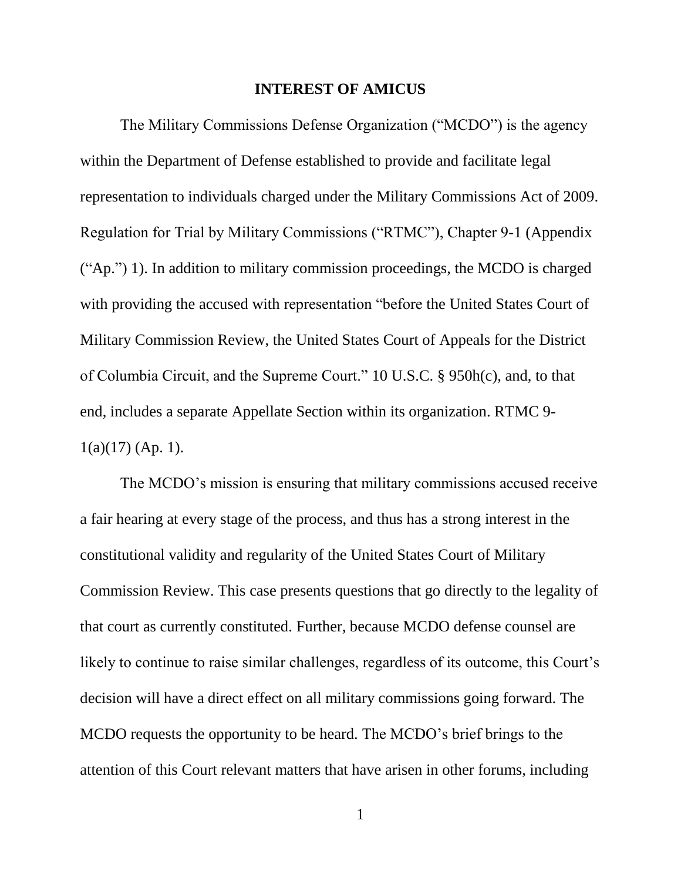## INTEREST OF AMICUS

The Military Commissions Defense Organization ("MCDO") is the agency within the Department of Defense established to provide and facilitate legal representation to individuals charged under the Military Commissions Act of 2009. Regulation for Trial by Military Commissions ("RTMC"), Chapter 9-1 (Appendix ("Ap.") 1). In addition to military commission proceedings, the MCDO is charged with providing the accused with representation "before the United States Court of Military Commission Review, the United States Court of Appeals for the District of Columbia Circuit, and the Supreme Court." 10 U.S.C. § 950h(c), and, to that end, includes a separate Appellate Section within its organization. RTMC 9-1(a)(17) (Ap. 1).

The MCDO's mission is ensuring that military commissions accused receive a fair hearing at every stage of the process, and thus has a strong interest in the constitutional validity and regularity of the United States Court of Military Commission Review. This case presents questions that go directly to the legality of that court as currently constituted. Further, because MCDO defense counsel are likely to continue to raise similar challenges, regardless of its outcome, this Court's decision will have a direct effect on all military commissions going forward. The MCDO requests the opportunity to be heard. The MCDO's brief brings to the attention of this Court relevant matters that have arisen in other forums, including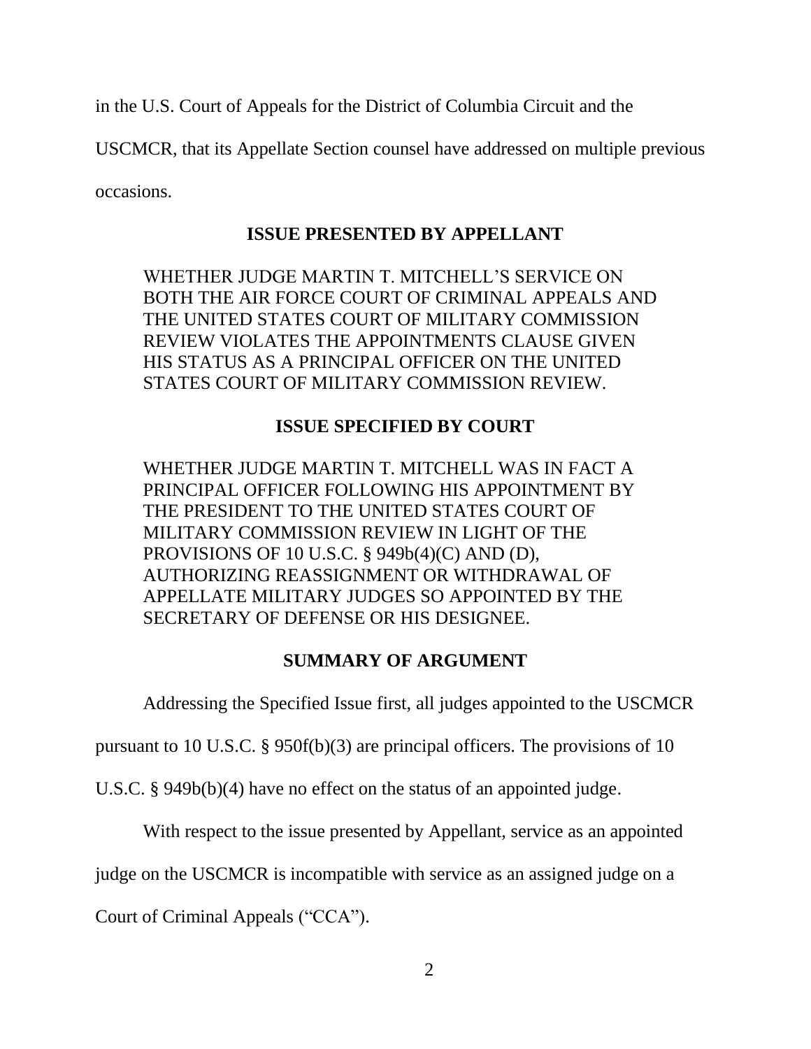in the U.S. Court of Appeals for the District of Columbia Circuit and the USCMCR, that its Appellate Section counsel have addressed on multiple previous occasions.

## ISSUE PRESENTED BY APPELLANT

WHETHER JUDGE MARTIN T. MITCHELL'S SERVICE ON BOTH THE AIR FORCE COURT OF CRIMINAL APPEALS AND THE UNITED STATES COURT OF MILITARY COMMISSION REVIEW VIOLATES THE APPOINTMENTS CLAUSE GIVEN HIS STATUS AS A PRINCIPAL OFFICER ON THE UNITED STATES COURT OF MILITARY COMMISSION REVIEW.

## ISSUE SPECIFIED BY COURT

WHETHER JUDGE MARTIN T. MITCHELL WAS IN FACT A PRINCIPAL OFFICER FOLLOWING HIS APPOINTMENT BY THE PRESIDENT TO THE UNITED STATES COURT OF MILITARY COMMISSION REVIEW IN LIGHT OF THE PROVISIONS OF 10 U.S.C. § 949b(4)(C) AND (D), AUTHORIZING REASSIGNMENT OR WITHDRAWAL OF APPELLATE MILITARY JUDGES SO APPOINTED BY THE SECRETARY OF DEFENSE OR HIS DESIGNEE.

## SUMMARY OF ARGUMENT

Addressing the Specified Issue first, all judges appointed to the USCMCR pursuant to 10 U.S.C. § 950f(b)(3) are principal officers. The provisions of 10 U.S.C. § 949b(b)(4) have no effect on the status of an appointed judge.

With respect to the issue presented by Appellant, service as an appointed judge on the USCMCR is incompatible with service as an assigned judge on a Court of Criminal Appeals ("CCA").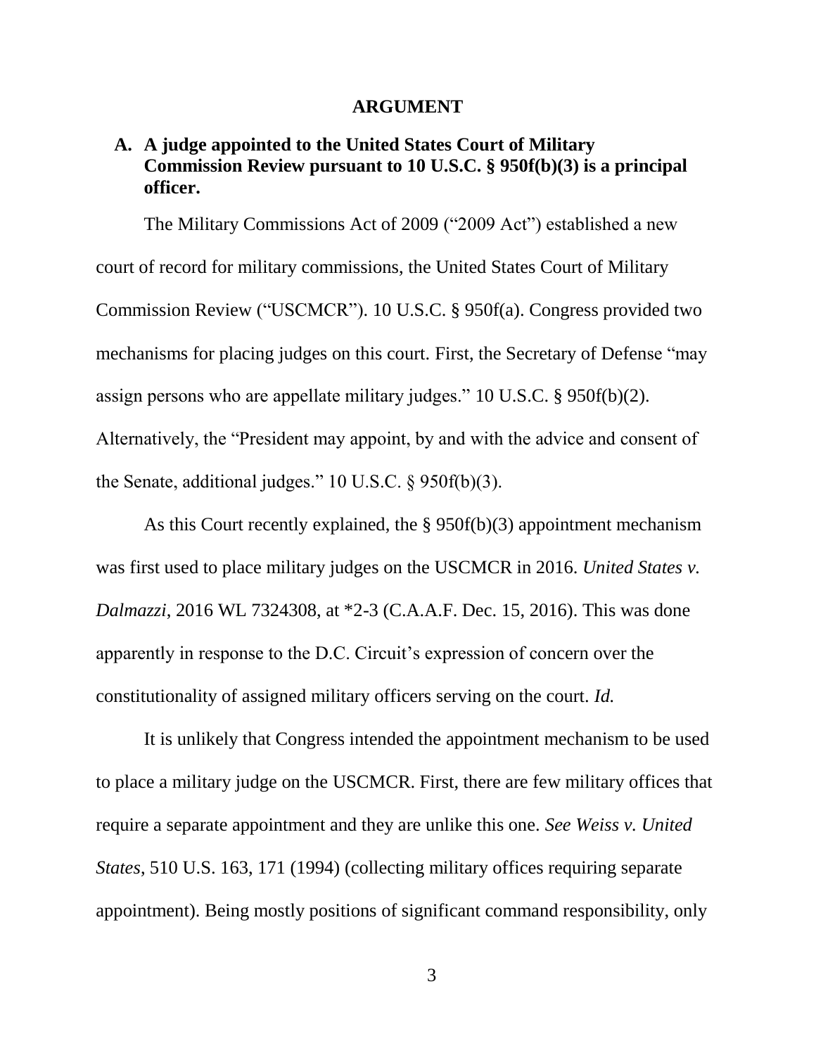## ARGUMENT

### A. A judge appointed to the United States Court of Military Commission Review pursuant to 10 U.S.C. § 950f(b)(3) is a principal officer.

The Military Commissions Act of 2009 ("2009 Act") established a new court of record for military commissions, the United States Court of Military Commission Review ("USCMCR"). 10 U.S.C. § 950f(a). Congress provided two mechanisms for placing judges on this court. First, the Secretary of Defense "may assign persons who are appellate military judges." 10 U.S.C. § 950f(b)(2). Alternatively, the "President may appoint, by and with the advice and consent of the Senate, additional judges." 10 U.S.C. § 950f(b)(3).

As this Court recently explained, the § 950f(b)(3) appointment mechanism was first used to place military judges on the USCMCR in 2016. *United States v. Dalmazzi*, 2016 WL 7324308, at *2-3 (C.A.A.F. Dec. 15, 2016). This was done apparently in response to the D.C. Circuit's expression of concern over the constitutionality of assigned military officers serving on the court. *Id.*

It is unlikely that Congress intended the appointment mechanism to be used to place a military judge on the USCMCR. First, there are few military offices that require a separate appointment and they are unlike this one. *See Weiss v. United States*, 510 U.S. 163, 171 (1994) (collecting military offices requiring separate appointment). Being mostly positions of significant command responsibility, only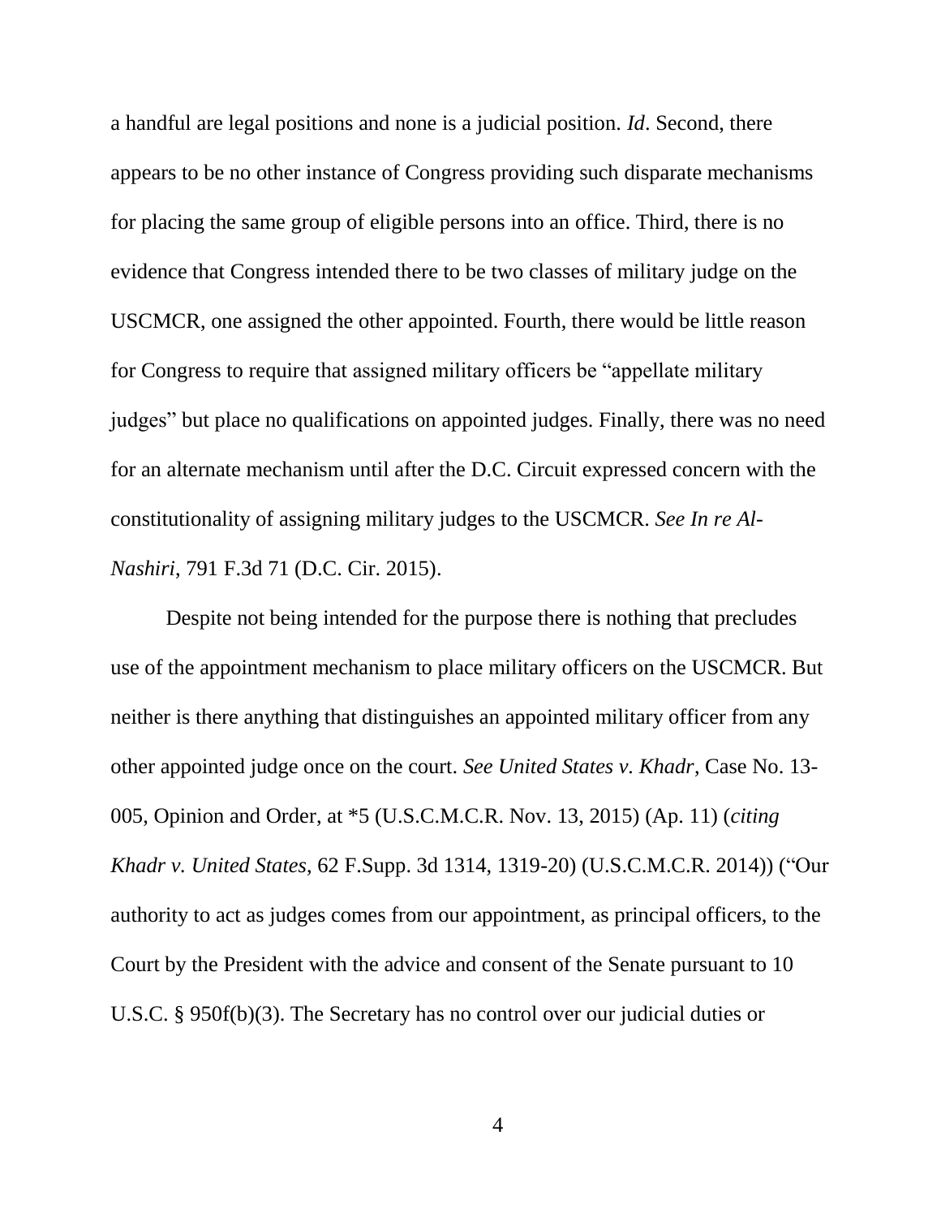a handful are legal positions and none is a judicial position. *Id*. Second, there appears to be no other instance of Congress providing such disparate mechanisms for placing the same group of eligible persons into an office. Third, there is no evidence that Congress intended there to be two classes of military judge on the USCMCR, one assigned the other appointed. Fourth, there would be little reason for Congress to require that assigned military officers be "appellate military judges" but place no qualifications on appointed judges. Finally, there was no need for an alternate mechanism until after the D.C. Circuit expressed concern with the constitutionality of assigning military judges to the USCMCR. *See In re Al-Nashiri*, 791 F.3d 71 (D.C. Cir. 2015).

Despite not being intended for the purpose there is nothing that precludes use of the appointment mechanism to place military officers on the USCMCR. But neither is there anything that distinguishes an appointed military officer from any other appointed judge once on the court. *See United States v. Khadr*, Case No. 13-005, Opinion and Order, at *5 (U.S.C.M.C.R. Nov. 13, 2015) (Ap. 11) (*citing Khadr v. United States*, 62 F.Supp. 3d 1314, 1319-20) (U.S.C.M.C.R. 2014)) ("Our authority to act as judges comes from our appointment, as principal officers, to the Court by the President with the advice and consent of the Senate pursuant to 10 U.S.C. § 950f(b)(3). The Secretary has no control over our judicial duties or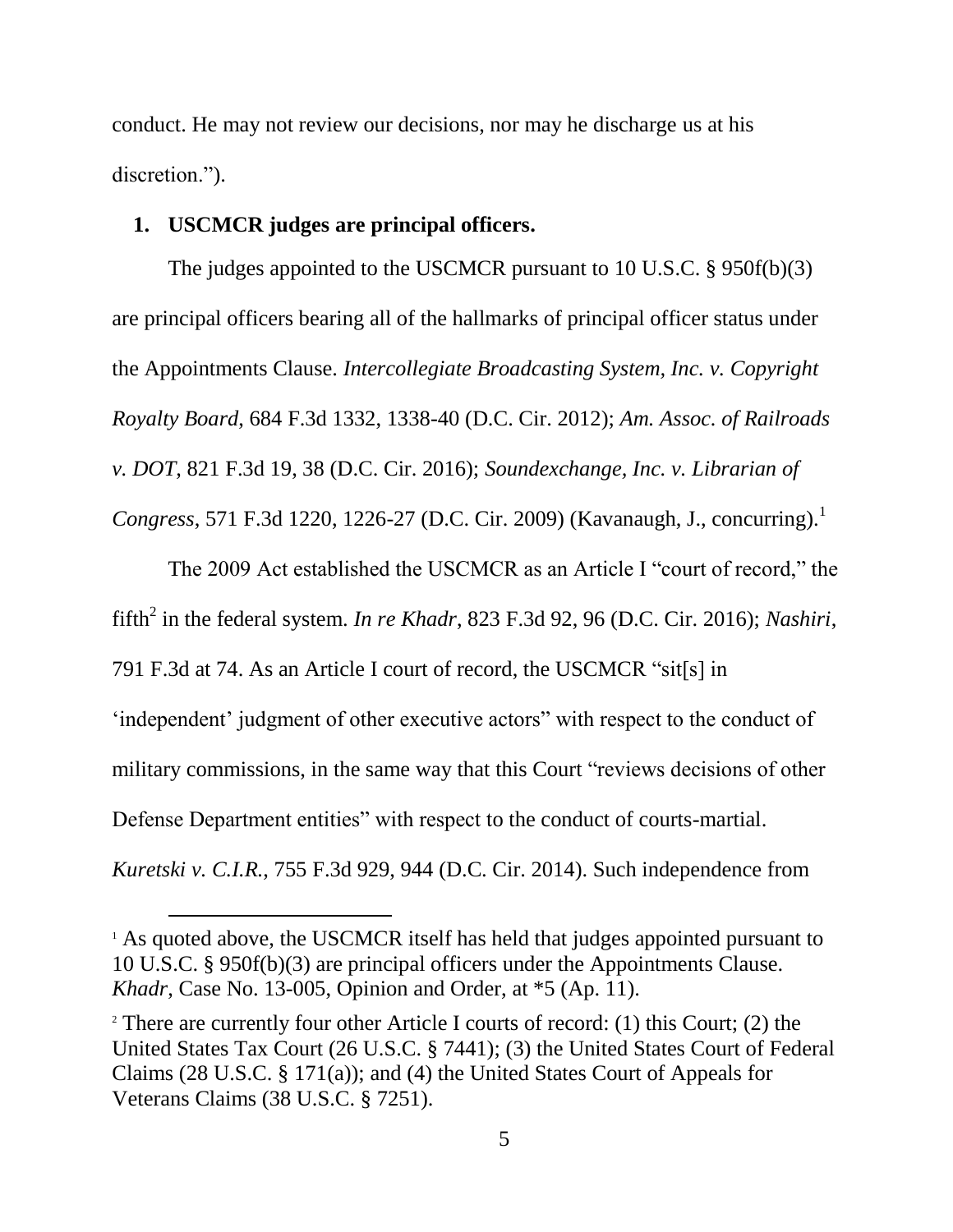conduct. He may not review our decisions, nor may he discharge us at his discretion.").

### 1. USCMCR judges are principal officers.

The judges appointed to the USCMCR pursuant to 10 U.S.C. § 950f(b)(3) are principal officers bearing all of the hallmarks of principal officer status under the Appointments Clause. *Intercollegiate Broadcasting System, Inc. v. Copyright Royalty Board*, 684 F.3d 1332, 1338-40 (D.C. Cir. 2012); *Am. Assoc. of Railroads v. DOT*, 821 F.3d 19, 38 (D.C. Cir. 2016); *Soundexchange, Inc. v. Librarian of Congress*, 571 F.3d 1220, 1226-27 (D.C. Cir. 2009) (Kavanaugh, J., concurring).[1]

The 2009 Act established the USCMCR as an Article I "court of record," the fifth[2] in the federal system. *In re Khadr*, 823 F.3d 92, 96 (D.C. Cir. 2016); *Nashiri*, 791 F.3d at 74. As an Article I court of record, the USCMCR "sit[s] in 'independent' judgment of other executive actors" with respect to the conduct of military commissions, in the same way that this Court "reviews decisions of other Defense Department entities" with respect to the conduct of courts-martial. *Kuretski v. C.I.R.*, 755 F.3d 929, 944 (D.C. Cir. 2014). Such independence from

[1] As quoted above, the USCMCR itself has held that judges appointed pursuant to 10 U.S.C. § 950f(b)(3) are principal officers under the Appointments Clause. *Khadr*, Case No. 13-005, Opinion and Order, at *5 (Ap. 11).

[2] There are currently four other Article I courts of record: (1) this Court; (2) the United States Tax Court (26 U.S.C. § 7441); (3) the United States Court of Federal Claims (28 U.S.C. § 171(a)); and (4) the United States Court of Appeals for Veterans Claims (38 U.S.C. § 7251).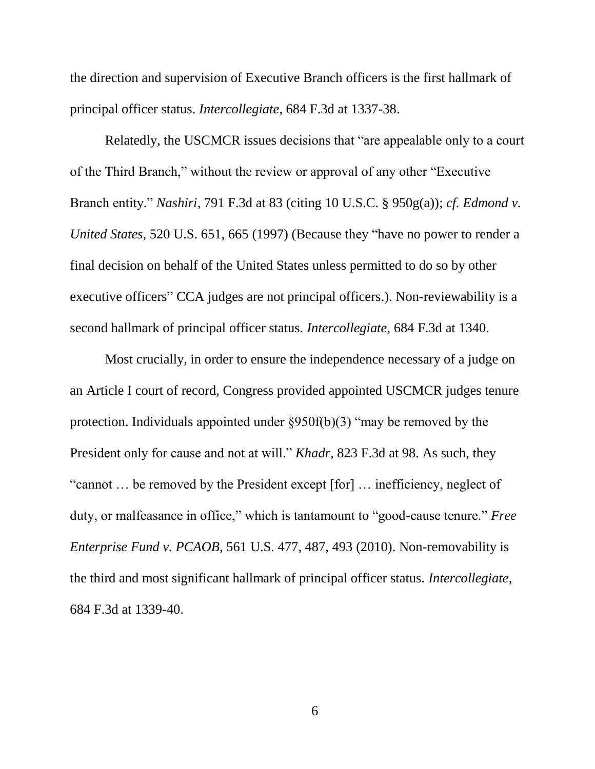the direction and supervision of Executive Branch officers is the first hallmark of principal officer status. *Intercollegiate*, 684 F.3d at 1337-38.

Relatedly, the USCMCR issues decisions that "are appealable only to a court of the Third Branch," without the review or approval of any other "Executive Branch entity." *Nashiri*, 791 F.3d at 83 (citing 10 U.S.C. § 950g(a)); *cf. Edmond v. United States*, 520 U.S. 651, 665 (1997) (Because they "have no power to render a final decision on behalf of the United States unless permitted to do so by other executive officers" CCA judges are not principal officers.). Non-reviewability is a second hallmark of principal officer status. *Intercollegiate*, 684 F.3d at 1340.

Most crucially, in order to ensure the independence necessary of a judge on an Article I court of record, Congress provided appointed USCMCR judges tenure protection. Individuals appointed under §950f(b)(3) "may be removed by the President only for cause and not at will." *Khadr*, 823 F.3d at 98. As such, they "cannot … be removed by the President except [for] … inefficiency, neglect of duty, or malfeasance in office," which is tantamount to "good-cause tenure." *Free Enterprise Fund v. PCAOB*, 561 U.S. 477, 487, 493 (2010). Non-removability is the third and most significant hallmark of principal officer status. *Intercollegiate*, 684 F.3d at 1339-40.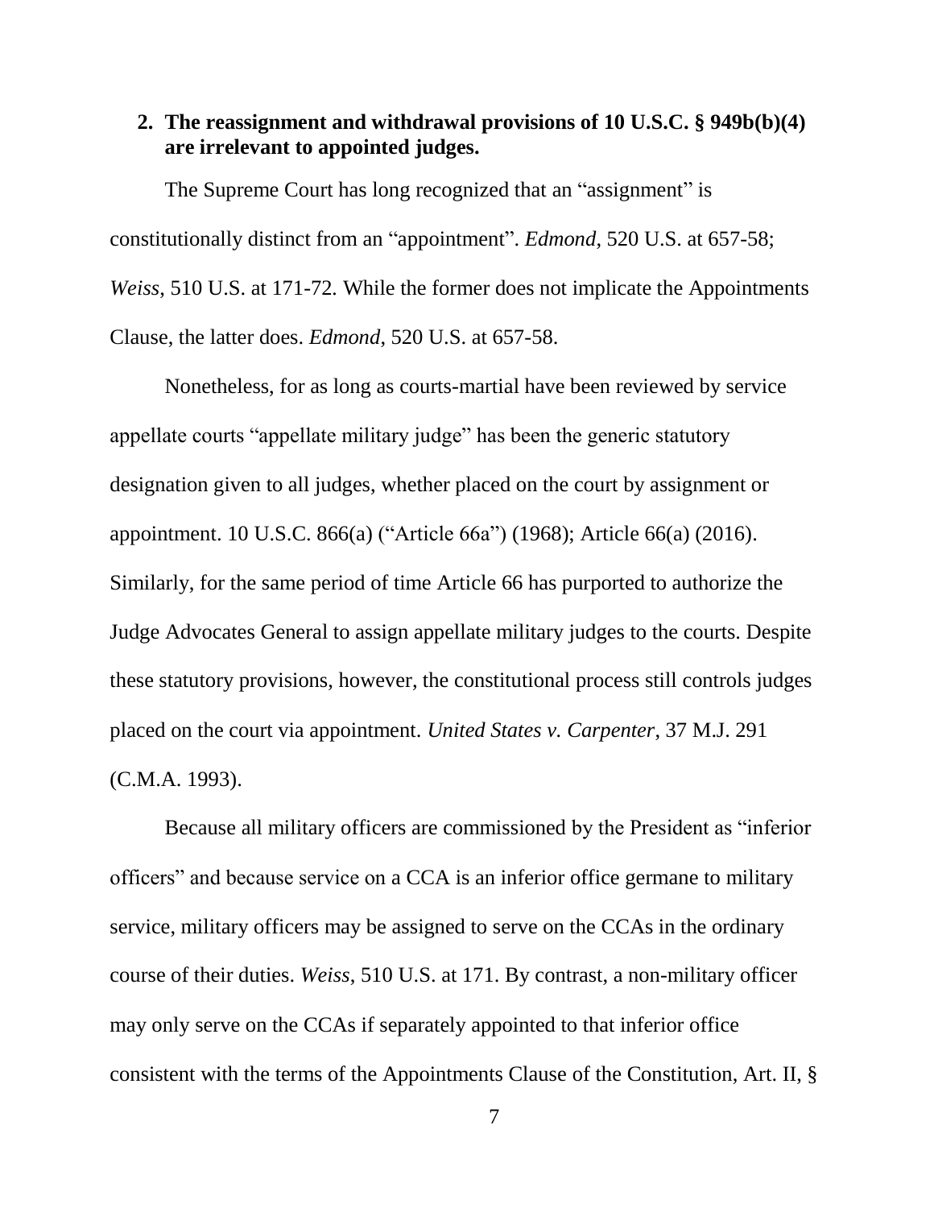### 2. The reassignment and withdrawal provisions of 10 U.S.C. § 949b(b)(4) are irrelevant to appointed judges.

The Supreme Court has long recognized that an "assignment" is constitutionally distinct from an "appointment". *Edmond*, 520 U.S. at 657-58; *Weiss*, 510 U.S. at 171-72. While the former does not implicate the Appointments Clause, the latter does. *Edmond*, 520 U.S. at 657-58.

Nonetheless, for as long as courts-martial have been reviewed by service appellate courts "appellate military judge" has been the generic statutory designation given to all judges, whether placed on the court by assignment or appointment. 10 U.S.C. 866(a) ("Article 66a") (1968); Article 66(a) (2016). Similarly, for the same period of time Article 66 has purported to authorize the Judge Advocates General to assign appellate military judges to the courts. Despite these statutory provisions, however, the constitutional process still controls judges placed on the court via appointment. *United States v. Carpenter*, 37 M.J. 291 (C.M.A. 1993).

Because all military officers are commissioned by the President as "inferior officers" and because service on a CCA is an inferior office germane to military service, military officers may be assigned to serve on the CCAs in the ordinary course of their duties. *Weiss*, 510 U.S. at 171. By contrast, a non-military officer may only serve on the CCAs if separately appointed to that inferior office consistent with the terms of the Appointments Clause of the Constitution, Art. II, §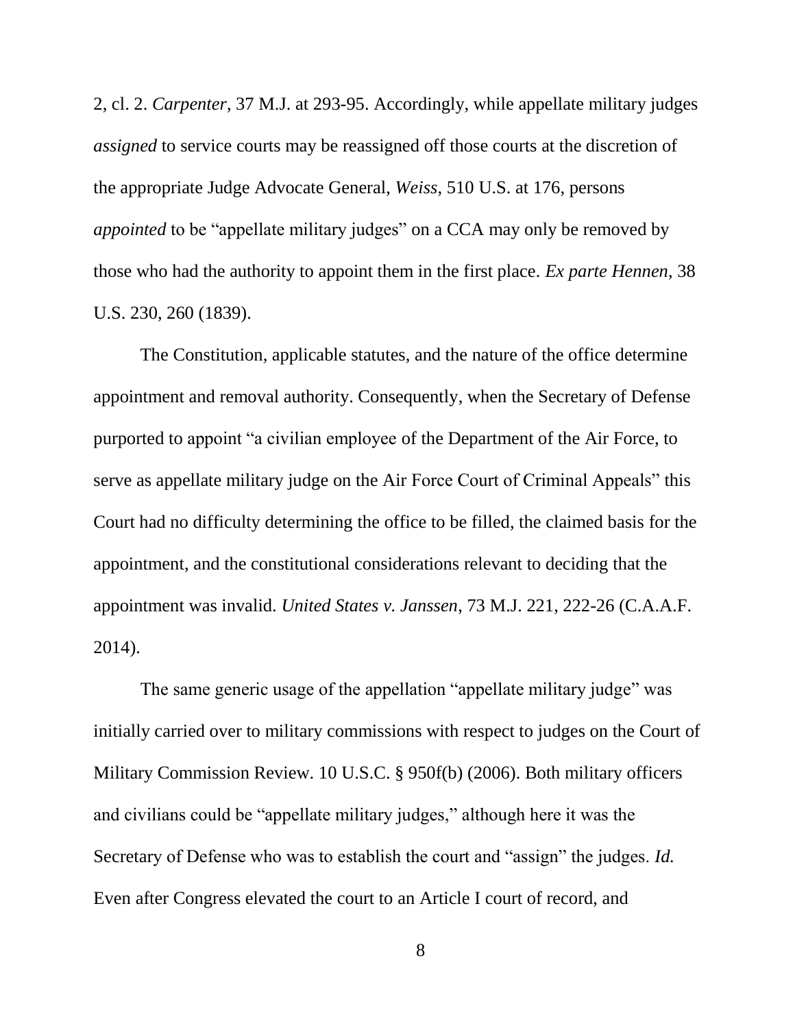2, cl. 2. *Carpenter*, 37 M.J. at 293-95. Accordingly, while appellate military judges *assigned* to service courts may be reassigned off those courts at the discretion of the appropriate Judge Advocate General, *Weiss*, 510 U.S. at 176, persons *appointed* to be "appellate military judges" on a CCA may only be removed by those who had the authority to appoint them in the first place. *Ex parte Hennen*, 38 U.S. 230, 260 (1839).

The Constitution, applicable statutes, and the nature of the office determine appointment and removal authority. Consequently, when the Secretary of Defense purported to appoint "a civilian employee of the Department of the Air Force, to serve as appellate military judge on the Air Force Court of Criminal Appeals" this Court had no difficulty determining the office to be filled, the claimed basis for the appointment, and the constitutional considerations relevant to deciding that the appointment was invalid. *United States v. Janssen*, 73 M.J. 221, 222-26 (C.A.A.F. 2014).

The same generic usage of the appellation "appellate military judge" was initially carried over to military commissions with respect to judges on the Court of Military Commission Review. 10 U.S.C. § 950f(b) (2006). Both military officers and civilians could be "appellate military judges," although here it was the Secretary of Defense who was to establish the court and "assign" the judges. *Id.* Even after Congress elevated the court to an Article I court of record, and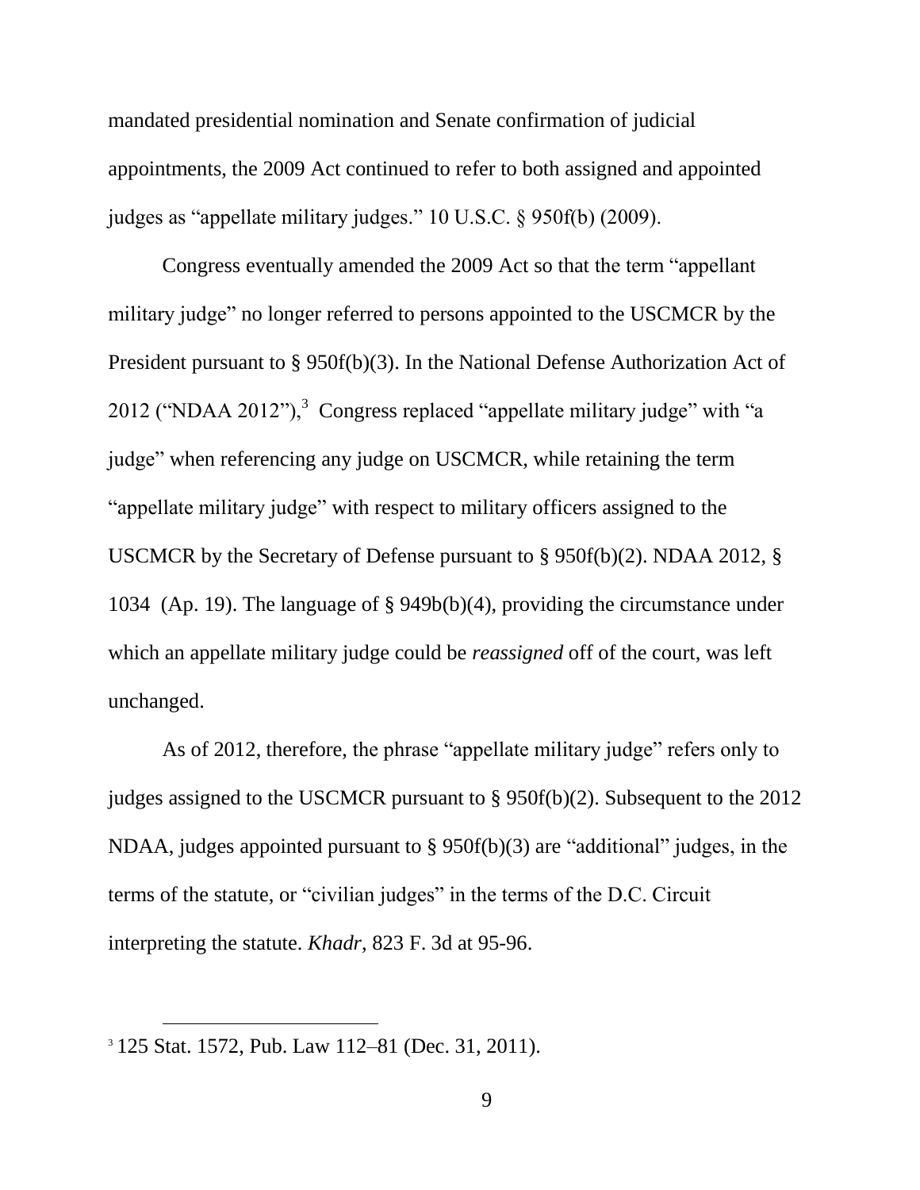mandated presidential nomination and Senate confirmation of judicial appointments, the 2009 Act continued to refer to both assigned and appointed judges as "appellate military judges." 10 U.S.C. § 950f(b) (2009).

Congress eventually amended the 2009 Act so that the term "appellant military judge" no longer referred to persons appointed to the USCMCR by the President pursuant to § 950f(b)(3). In the National Defense Authorization Act of 2012 ("NDAA 2012"),[3] Congress replaced "appellate military judge" with "a judge" when referencing any judge on USCMCR, while retaining the term "appellate military judge" with respect to military officers assigned to the USCMCR by the Secretary of Defense pursuant to § 950f(b)(2). NDAA 2012, § 1034 (Ap. 19). The language of § 949b(b)(4), providing the circumstance under which an appellate military judge could be *reassigned* off of the court, was left unchanged.

As of 2012, therefore, the phrase "appellate military judge" refers only to judges assigned to the USCMCR pursuant to § 950f(b)(2). Subsequent to the 2012 NDAA, judges appointed pursuant to § 950f(b)(3) are "additional" judges, in the terms of the statute, or "civilian judges" in the terms of the D.C. Circuit interpreting the statute. *Khadr*, 823 F. 3d at 95-96.

[3] 125 Stat. 1572, Pub. Law 112–81 (Dec. 31, 2011).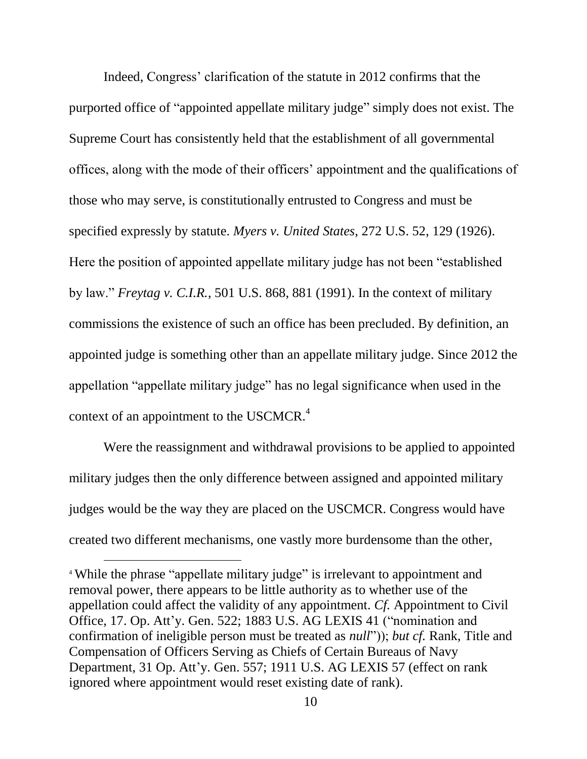Indeed, Congress' clarification of the statute in 2012 confirms that the purported office of "appointed appellate military judge" simply does not exist. The Supreme Court has consistently held that the establishment of all governmental offices, along with the mode of their officers' appointment and the qualifications of those who may serve, is constitutionally entrusted to Congress and must be specified expressly by statute. *Myers v. United States*, 272 U.S. 52, 129 (1926). Here the position of appointed appellate military judge has not been "established by law." *Freytag v. C.I.R.*, 501 U.S. 868, 881 (1991). In the context of military commissions the existence of such an office has been precluded. By definition, an appointed judge is something other than an appellate military judge. Since 2012 the appellation "appellate military judge" has no legal significance when used in the context of an appointment to the USCMCR.[4]

Were the reassignment and withdrawal provisions to be applied to appointed military judges then the only difference between assigned and appointed military judges would be the way they are placed on the USCMCR. Congress would have created two different mechanisms, one vastly more burdensome than the other,

---

[4] While the phrase "appellate military judge" is irrelevant to appointment and removal power, there appears to be little authority as to whether use of the appellation could affect the validity of any appointment. *Cf.* Appointment to Civil Office, 17. Op. Att'y. Gen. 522; 1883 U.S. AG LEXIS 41 ("nomination and confirmation of ineligible person must be treated as *null*")); *but cf.* Rank, Title and Compensation of Officers Serving as Chiefs of Certain Bureaus of Navy Department, 31 Op. Att'y. Gen. 557; 1911 U.S. AG LEXIS 57 (effect on rank ignored where appointment would reset existing date of rank).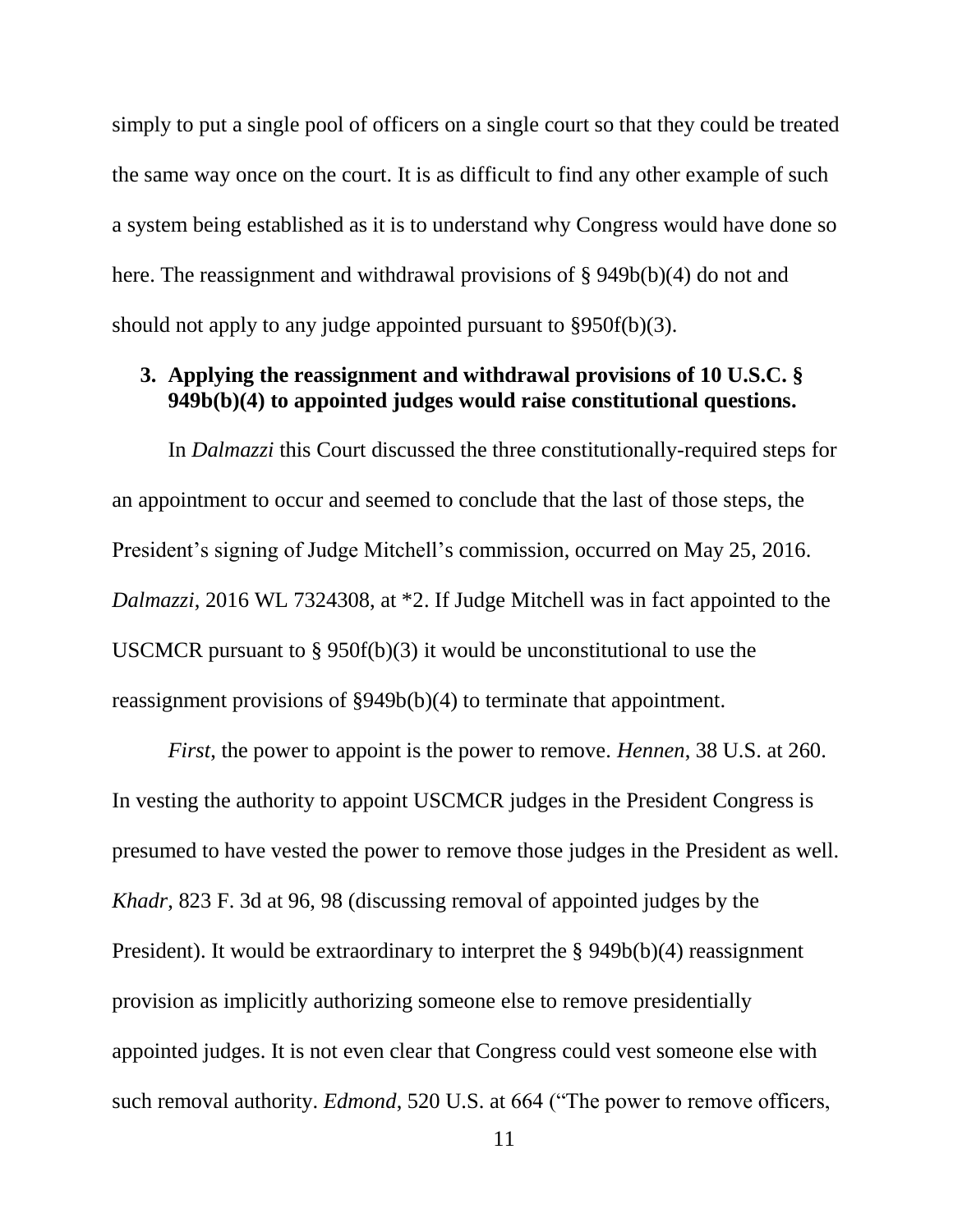simply to put a single pool of officers on a single court so that they could be treated the same way once on the court. It is as difficult to find any other example of such a system being established as it is to understand why Congress would have done so here. The reassignment and withdrawal provisions of § 949b(b)(4) do not and should not apply to any judge appointed pursuant to §950f(b)(3).

### 3. Applying the reassignment and withdrawal provisions of 10 U.S.C. § 949b(b)(4) to appointed judges would raise constitutional questions.

In *Dalmazzi* this Court discussed the three constitutionally-required steps for an appointment to occur and seemed to conclude that the last of those steps, the President's signing of Judge Mitchell's commission, occurred on May 25, 2016. *Dalmazzi*, 2016 WL 7324308, at *2. If Judge Mitchell was in fact appointed to the USCMCR pursuant to § 950f(b)(3) it would be unconstitutional to use the reassignment provisions of §949b(b)(4) to terminate that appointment.

*First*, the power to appoint is the power to remove. *Hennen*, 38 U.S. at 260. In vesting the authority to appoint USCMCR judges in the President Congress is presumed to have vested the power to remove those judges in the President as well. *Khadr*, 823 F. 3d at 96, 98 (discussing removal of appointed judges by the President). It would be extraordinary to interpret the § 949b(b)(4) reassignment provision as implicitly authorizing someone else to remove presidentially appointed judges. It is not even clear that Congress could vest someone else with such removal authority. *Edmond*, 520 U.S. at 664 ("The power to remove officers,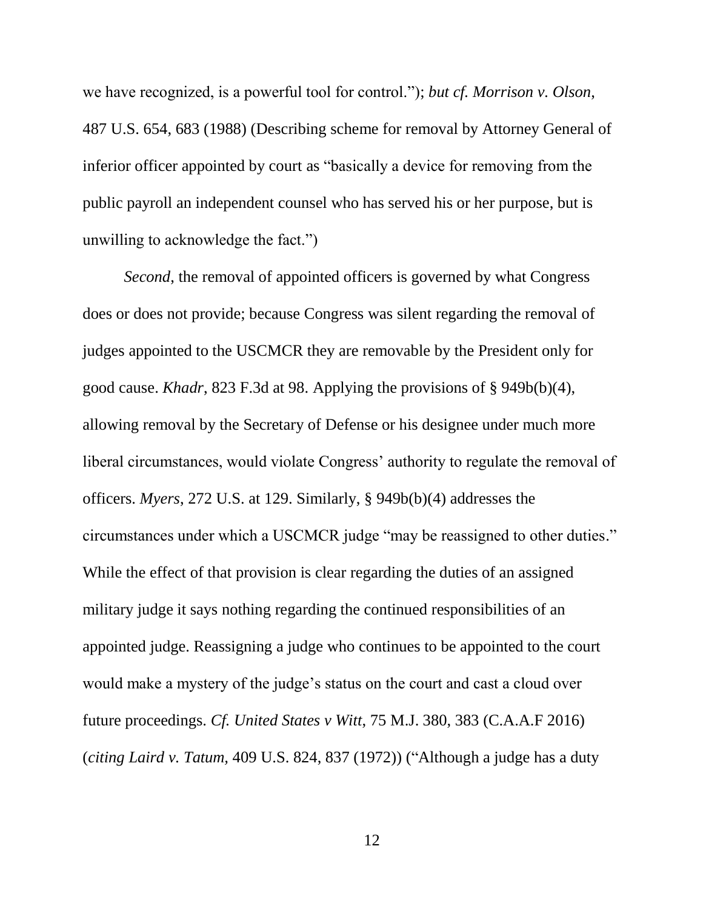we have recognized, is a powerful tool for control."); *but cf. Morrison v. Olson*, 487 U.S. 654, 683 (1988) (Describing scheme for removal by Attorney General of inferior officer appointed by court as "basically a device for removing from the public payroll an independent counsel who has served his or her purpose, but is unwilling to acknowledge the fact.")

*Second*, the removal of appointed officers is governed by what Congress does or does not provide; because Congress was silent regarding the removal of judges appointed to the USCMCR they are removable by the President only for good cause. *Khadr*, 823 F.3d at 98. Applying the provisions of § 949b(b)(4), allowing removal by the Secretary of Defense or his designee under much more liberal circumstances, would violate Congress' authority to regulate the removal of officers. *Myers*, 272 U.S. at 129. Similarly, § 949b(b)(4) addresses the circumstances under which a USCMCR judge "may be reassigned to other duties." While the effect of that provision is clear regarding the duties of an assigned military judge it says nothing regarding the continued responsibilities of an appointed judge. Reassigning a judge who continues to be appointed to the court would make a mystery of the judge's status on the court and cast a cloud over future proceedings. *Cf. United States v Witt*, 75 M.J. 380, 383 (C.A.A.F 2016) (*citing Laird v. Tatum,* 409 U.S. 824, 837 (1972)) ("Although a judge has a duty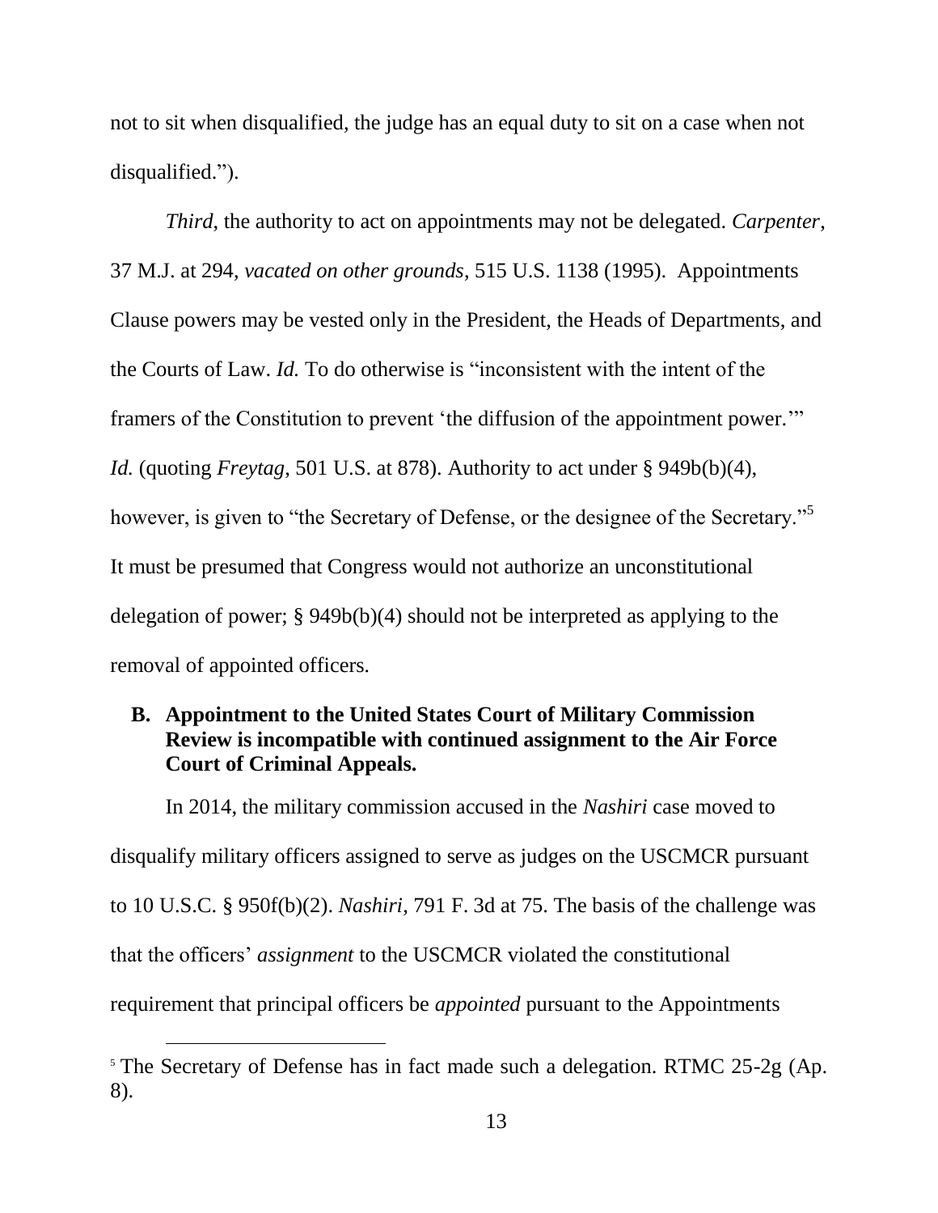not to sit when disqualified, the judge has an equal duty to sit on a case when not disqualified.").

*Third*, the authority to act on appointments may not be delegated. *Carpenter*, 37 M.J. at 294, *vacated on other grounds*, 515 U.S. 1138 (1995). Appointments Clause powers may be vested only in the President, the Heads of Departments, and the Courts of Law. *Id.* To do otherwise is "inconsistent with the intent of the framers of the Constitution to prevent 'the diffusion of the appointment power.'" *Id.* (quoting *Freytag*, 501 U.S. at 878). Authority to act under § 949b(b)(4), however, is given to "the Secretary of Defense, or the designee of the Secretary."[5] It must be presumed that Congress would not authorize an unconstitutional delegation of power; § 949b(b)(4) should not be interpreted as applying to the removal of appointed officers.

### B. Appointment to the United States Court of Military Commission Review is incompatible with continued assignment to the Air Force Court of Criminal Appeals.

In 2014, the military commission accused in the *Nashiri* case moved to disqualify military officers assigned to serve as judges on the USCMCR pursuant to 10 U.S.C. § 950f(b)(2). *Nashiri*, 791 F. 3d at 75. The basis of the challenge was that the officers' *assignment* to the USCMCR violated the constitutional requirement that principal officers be *appointed* pursuant to the Appointments

---

[5] The Secretary of Defense has in fact made such a delegation. RTMC 25-2g (Ap. 8).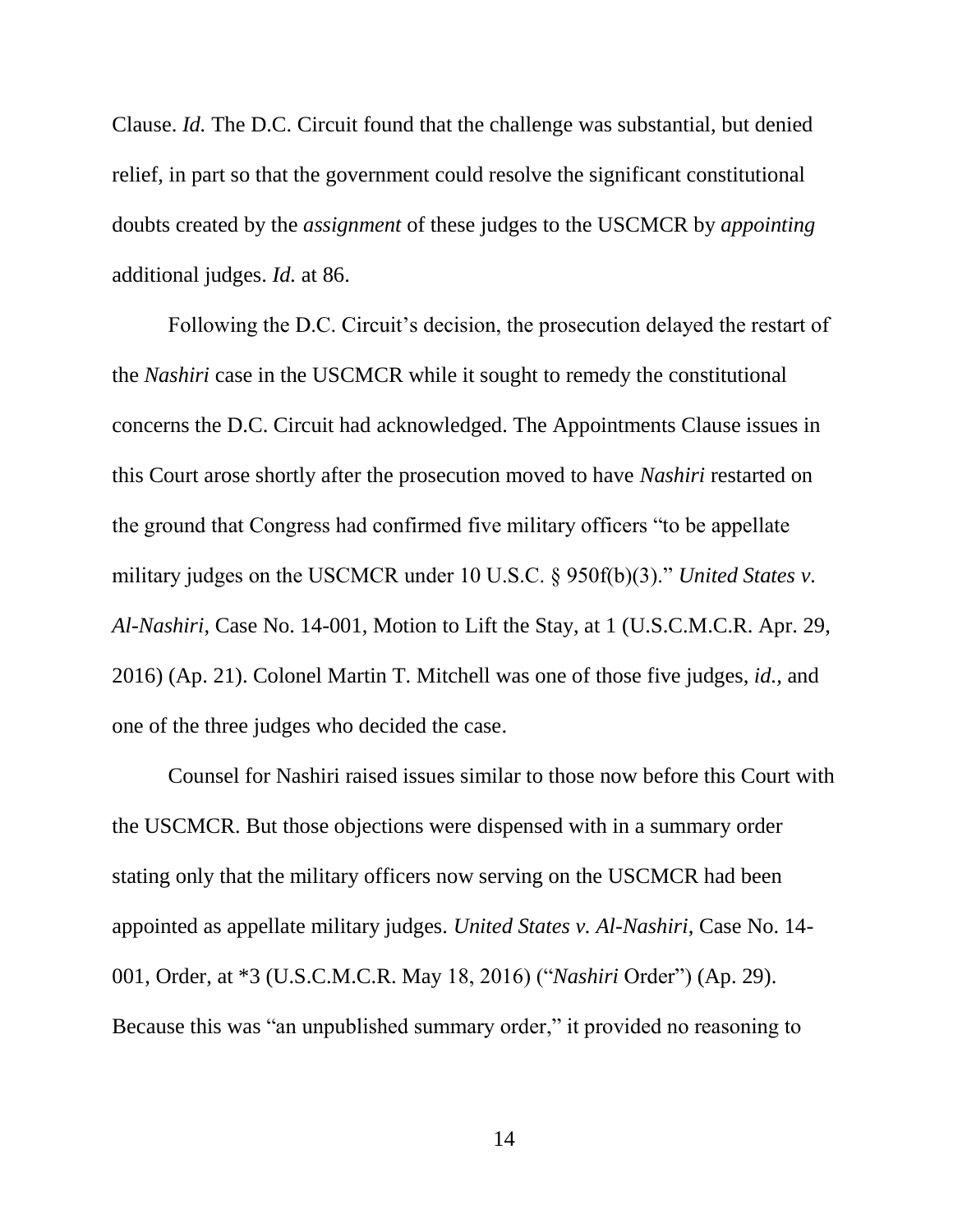Clause. *Id.* The D.C. Circuit found that the challenge was substantial, but denied relief, in part so that the government could resolve the significant constitutional doubts created by the *assignment* of these judges to the USCMCR by *appointing* additional judges. *Id.* at 86.

Following the D.C. Circuit's decision, the prosecution delayed the restart of the *Nashiri* case in the USCMCR while it sought to remedy the constitutional concerns the D.C. Circuit had acknowledged. The Appointments Clause issues in this Court arose shortly after the prosecution moved to have *Nashiri* restarted on the ground that Congress had confirmed five military officers "to be appellate military judges on the USCMCR under 10 U.S.C. § 950f(b)(3)." *United States v. Al-Nashiri*, Case No. 14-001, Motion to Lift the Stay, at 1 (U.S.C.M.C.R. Apr. 29, 2016) (Ap. 21). Colonel Martin T. Mitchell was one of those five judges, *id.,* and one of the three judges who decided the case.

Counsel for Nashiri raised issues similar to those now before this Court with the USCMCR. But those objections were dispensed with in a summary order stating only that the military officers now serving on the USCMCR had been appointed as appellate military judges. *United States v. Al-Nashiri*, Case No. 14-001, Order, at *3 (U.S.C.M.C.R. May 18, 2016) ("*Nashiri* Order") (Ap. 29). Because this was "an unpublished summary order," it provided no reasoning to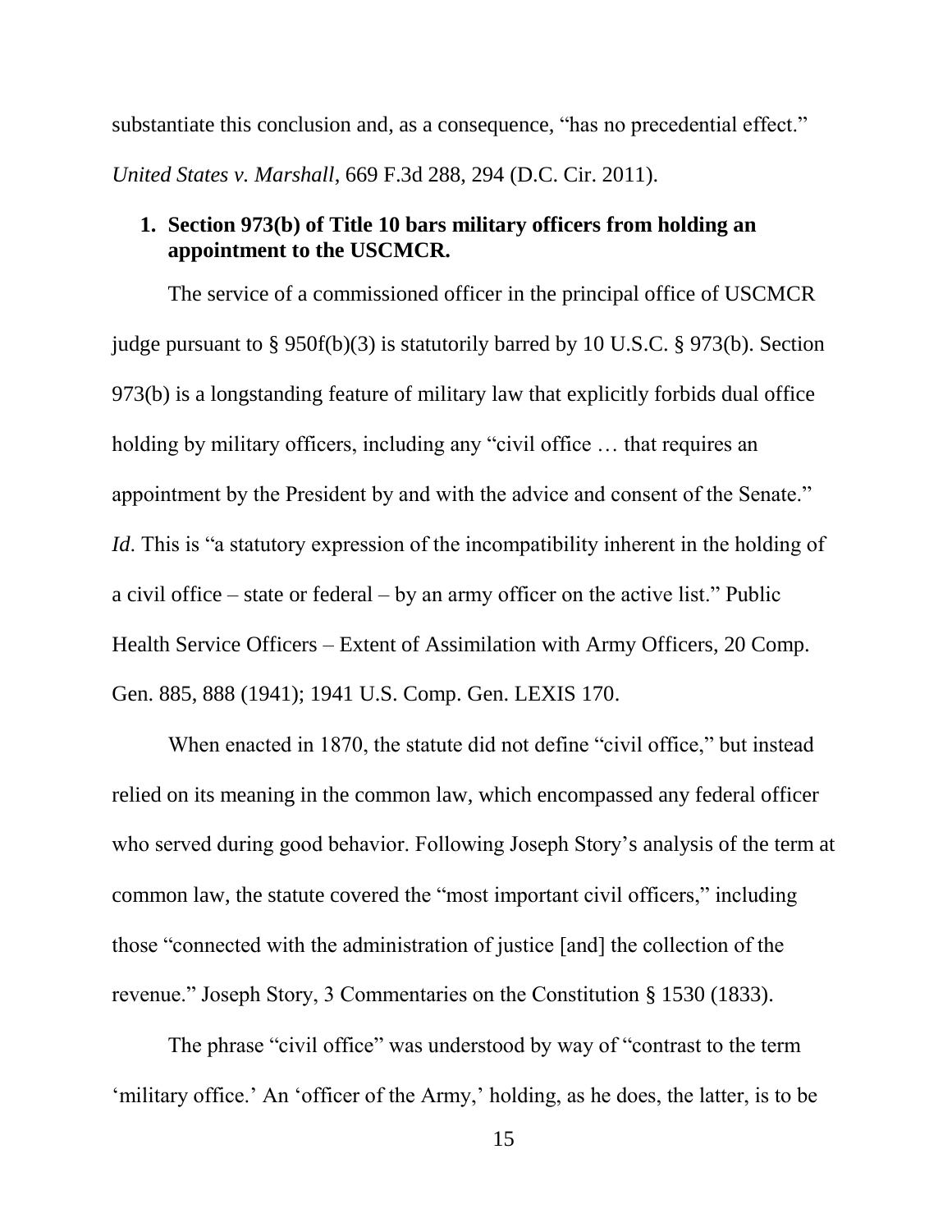substantiate this conclusion and, as a consequence, "has no precedential effect." *United States v. Marshall*, 669 F.3d 288, 294 (D.C. Cir. 2011).

**1. Section 973(b) of Title 10 bars military officers from holding an appointment to the USCMCR.**

The service of a commissioned officer in the principal office of USCMCR judge pursuant to § 950f(b)(3) is statutorily barred by 10 U.S.C. § 973(b). Section 973(b) is a longstanding feature of military law that explicitly forbids dual office holding by military officers, including any "civil office … that requires an appointment by the President by and with the advice and consent of the Senate." *Id*. This is "a statutory expression of the incompatibility inherent in the holding of a civil office – state or federal – by an army officer on the active list." Public Health Service Officers – Extent of Assimilation with Army Officers, 20 Comp. Gen. 885, 888 (1941); 1941 U.S. Comp. Gen. LEXIS 170.

When enacted in 1870, the statute did not define "civil office," but instead relied on its meaning in the common law, which encompassed any federal officer who served during good behavior. Following Joseph Story's analysis of the term at common law, the statute covered the "most important civil officers," including those "connected with the administration of justice [and] the collection of the revenue." Joseph Story, 3 Commentaries on the Constitution § 1530 (1833).

The phrase "civil office" was understood by way of "contrast to the term 'military office.' An 'officer of the Army,' holding, as he does, the latter, is to be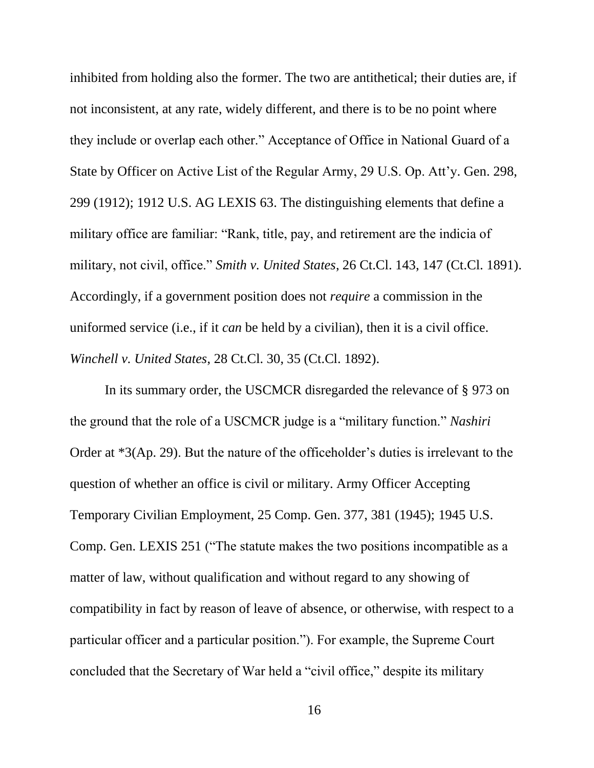inhibited from holding also the former. The two are antithetical; their duties are, if not inconsistent, at any rate, widely different, and there is to be no point where they include or overlap each other." Acceptance of Office in National Guard of a State by Officer on Active List of the Regular Army, 29 U.S. Op. Att'y. Gen. 298, 299 (1912); 1912 U.S. AG LEXIS 63. The distinguishing elements that define a military office are familiar: "Rank, title, pay, and retirement are the indicia of military, not civil, office." *Smith v. United States*, 26 Ct.Cl. 143, 147 (Ct.Cl. 1891). Accordingly, if a government position does not *require* a commission in the uniformed service (i.e., if it *can* be held by a civilian), then it is a civil office. *Winchell v. United States*, 28 Ct.Cl. 30, 35 (Ct.Cl. 1892).

In its summary order, the USCMCR disregarded the relevance of § 973 on the ground that the role of a USCMCR judge is a "military function." *Nashiri* Order at *3(Ap. 29). But the nature of the officeholder's duties is irrelevant to the question of whether an office is civil or military. Army Officer Accepting Temporary Civilian Employment, 25 Comp. Gen. 377, 381 (1945); 1945 U.S. Comp. Gen. LEXIS 251 ("The statute makes the two positions incompatible as a matter of law, without qualification and without regard to any showing of compatibility in fact by reason of leave of absence, or otherwise, with respect to a particular officer and a particular position."). For example, the Supreme Court concluded that the Secretary of War held a "civil office," despite its military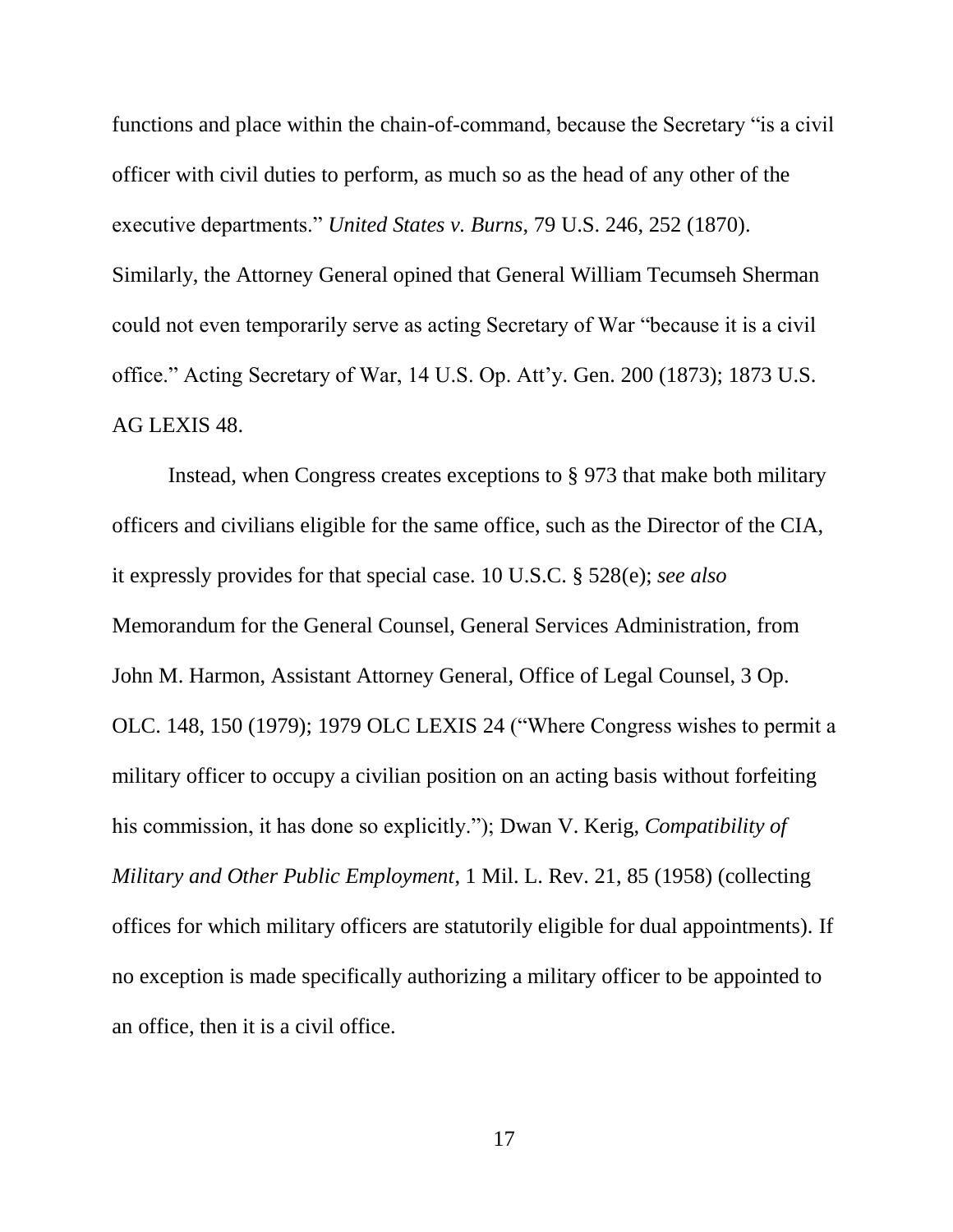functions and place within the chain-of-command, because the Secretary "is a civil officer with civil duties to perform, as much so as the head of any other of the executive departments." *United States v. Burns*, 79 U.S. 246, 252 (1870). Similarly, the Attorney General opined that General William Tecumseh Sherman could not even temporarily serve as acting Secretary of War "because it is a civil office." Acting Secretary of War, 14 U.S. Op. Att'y. Gen. 200 (1873); 1873 U.S. AG LEXIS 48.

Instead, when Congress creates exceptions to § 973 that make both military officers and civilians eligible for the same office, such as the Director of the CIA, it expressly provides for that special case. 10 U.S.C. § 528(e); *see also* Memorandum for the General Counsel, General Services Administration, from John M. Harmon, Assistant Attorney General, Office of Legal Counsel, 3 Op. OLC. 148, 150 (1979); 1979 OLC LEXIS 24 ("Where Congress wishes to permit a military officer to occupy a civilian position on an acting basis without forfeiting his commission, it has done so explicitly."); Dwan V. Kerig, *Compatibility of Military and Other Public Employment*, 1 Mil. L. Rev. 21, 85 (1958) (collecting offices for which military officers are statutorily eligible for dual appointments). If no exception is made specifically authorizing a military officer to be appointed to an office, then it is a civil office.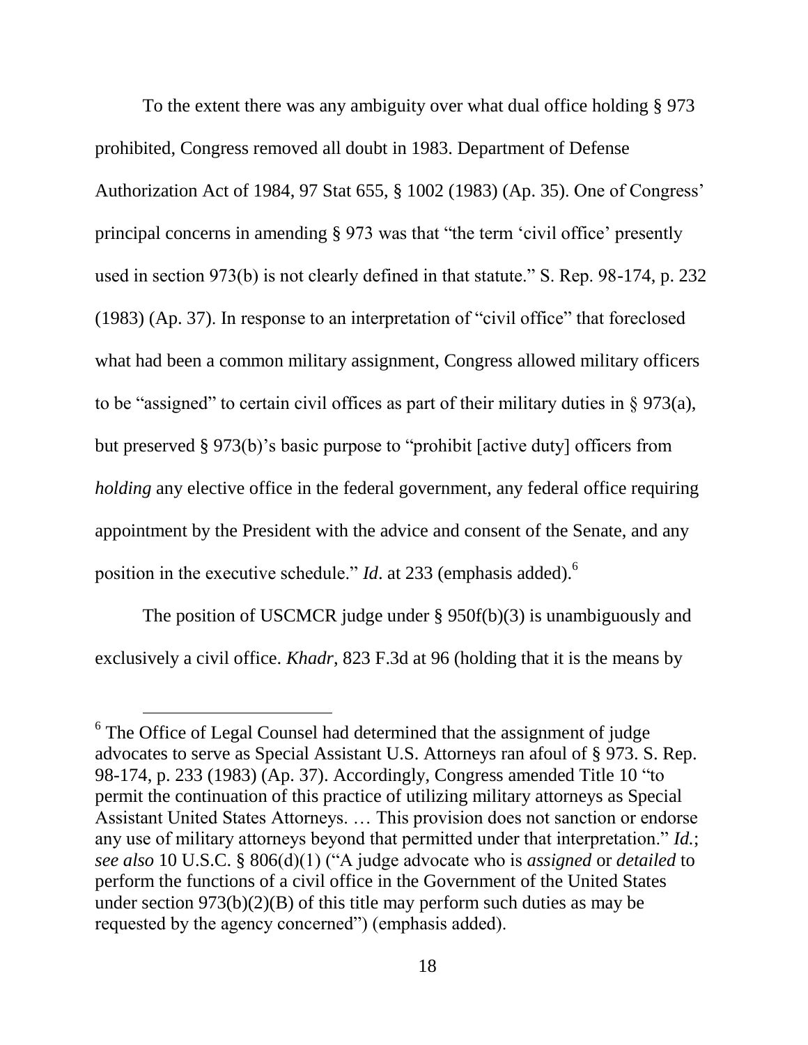To the extent there was any ambiguity over what dual office holding § 973 prohibited, Congress removed all doubt in 1983. Department of Defense Authorization Act of 1984, 97 Stat 655, § 1002 (1983) (Ap. 35). One of Congress' principal concerns in amending § 973 was that "the term 'civil office' presently used in section 973(b) is not clearly defined in that statute." S. Rep. 98-174, p. 232 (1983) (Ap. 37). In response to an interpretation of "civil office" that foreclosed what had been a common military assignment, Congress allowed military officers to be "assigned" to certain civil offices as part of their military duties in § 973(a), but preserved § 973(b)'s basic purpose to "prohibit [active duty] officers from *holding* any elective office in the federal government, any federal office requiring appointment by the President with the advice and consent of the Senate, and any position in the executive schedule." *Id*. at 233 (emphasis added).[6]

The position of USCMCR judge under § 950f(b)(3) is unambiguously and exclusively a civil office. *Khadr*, 823 F.3d at 96 (holding that it is the means by

---

[6] The Office of Legal Counsel had determined that the assignment of judge advocates to serve as Special Assistant U.S. Attorneys ran afoul of § 973. S. Rep. 98-174, p. 233 (1983) (Ap. 37). Accordingly, Congress amended Title 10 "to permit the continuation of this practice of utilizing military attorneys as Special Assistant United States Attorneys. … This provision does not sanction or endorse any use of military attorneys beyond that permitted under that interpretation." *Id.*; *see also* 10 U.S.C. § 806(d)(1) ("A judge advocate who is *assigned* or *detailed* to perform the functions of a civil office in the Government of the United States under section 973(b)(2)(B) of this title may perform such duties as may be requested by the agency concerned") (emphasis added).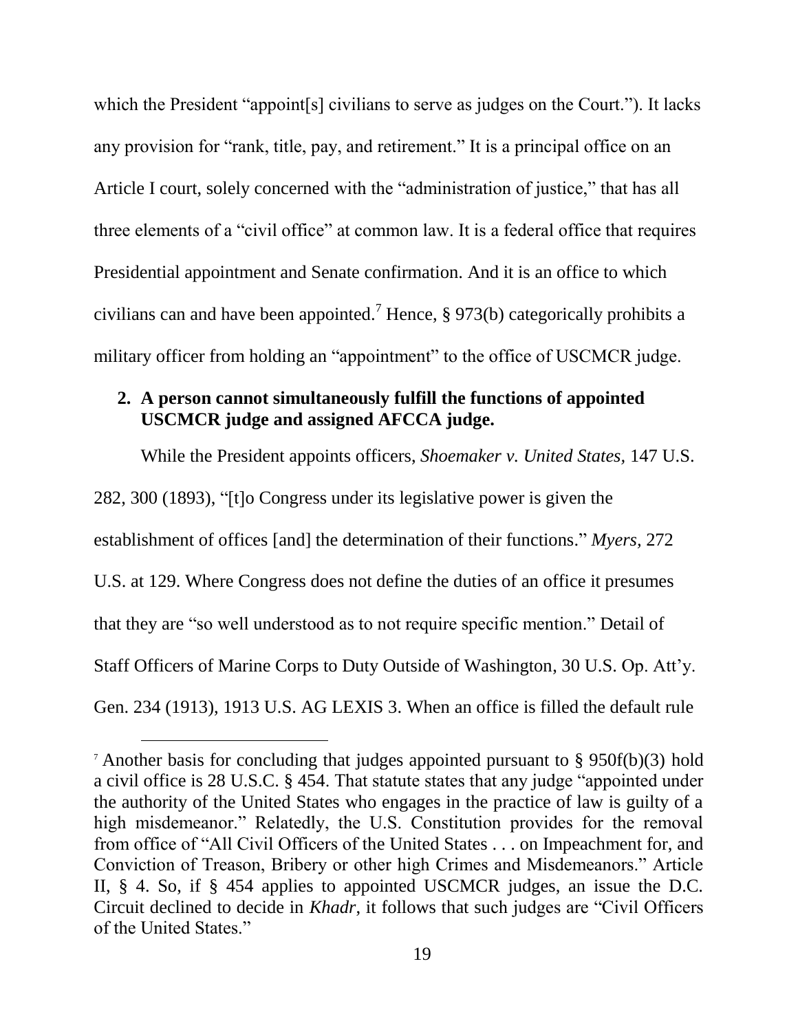which the President "appoint[s] civilians to serve as judges on the Court."). It lacks any provision for "rank, title, pay, and retirement." It is a principal office on an Article I court, solely concerned with the "administration of justice," that has all three elements of a "civil office" at common law. It is a federal office that requires Presidential appointment and Senate confirmation. And it is an office to which civilians can and have been appointed.[7] Hence, § 973(b) categorically prohibits a military officer from holding an "appointment" to the office of USCMCR judge.

**2. A person cannot simultaneously fulfill the functions of appointed USCMCR judge and assigned AFCCA judge.**

While the President appoints officers, *Shoemaker v. United States*, 147 U.S. 282, 300 (1893), "[t]o Congress under its legislative power is given the establishment of offices [and] the determination of their functions." *Myers*, 272 U.S. at 129. Where Congress does not define the duties of an office it presumes that they are "so well understood as to not require specific mention." Detail of Staff Officers of Marine Corps to Duty Outside of Washington, 30 U.S. Op. Att'y. Gen. 234 (1913), 1913 U.S. AG LEXIS 3. When an office is filled the default rule

[7] Another basis for concluding that judges appointed pursuant to § 950f(b)(3) hold a civil office is 28 U.S.C. § 454. That statute states that any judge "appointed under the authority of the United States who engages in the practice of law is guilty of a high misdemeanor." Relatedly, the U.S. Constitution provides for the removal from office of "All Civil Officers of the United States . . . on Impeachment for, and Conviction of Treason, Bribery or other high Crimes and Misdemeanors." Article II, § 4. So, if § 454 applies to appointed USCMCR judges, an issue the D.C. Circuit declined to decide in *Khadr*, it follows that such judges are "Civil Officers of the United States."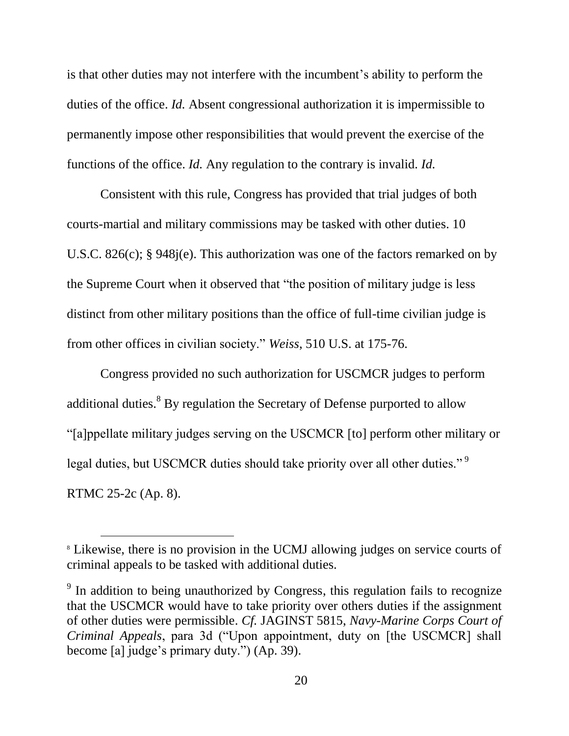is that other duties may not interfere with the incumbent's ability to perform the duties of the office. *Id.* Absent congressional authorization it is impermissible to permanently impose other responsibilities that would prevent the exercise of the functions of the office. *Id.* Any regulation to the contrary is invalid. *Id.*

Consistent with this rule, Congress has provided that trial judges of both courts-martial and military commissions may be tasked with other duties. 10 U.S.C. 826(c); § 948j(e). This authorization was one of the factors remarked on by the Supreme Court when it observed that "the position of military judge is less distinct from other military positions than the office of full-time civilian judge is from other offices in civilian society." *Weiss*, 510 U.S. at 175-76.

Congress provided no such authorization for USCMCR judges to perform additional duties.[8] By regulation the Secretary of Defense purported to allow "[a]ppellate military judges serving on the USCMCR [to] perform other military or legal duties, but USCMCR duties should take priority over all other duties."[9] RTMC 25-2c (Ap. 8).

---

[8] Likewise, there is no provision in the UCMJ allowing judges on service courts of criminal appeals to be tasked with additional duties.

[9] In addition to being unauthorized by Congress, this regulation fails to recognize that the USCMCR would have to take priority over others duties if the assignment of other duties were permissible. *Cf.* JAGINST 5815, *Navy-Marine Corps Court of Criminal Appeals*, para 3d ("Upon appointment, duty on [the USCMCR] shall become [a] judge's primary duty.") (Ap. 39).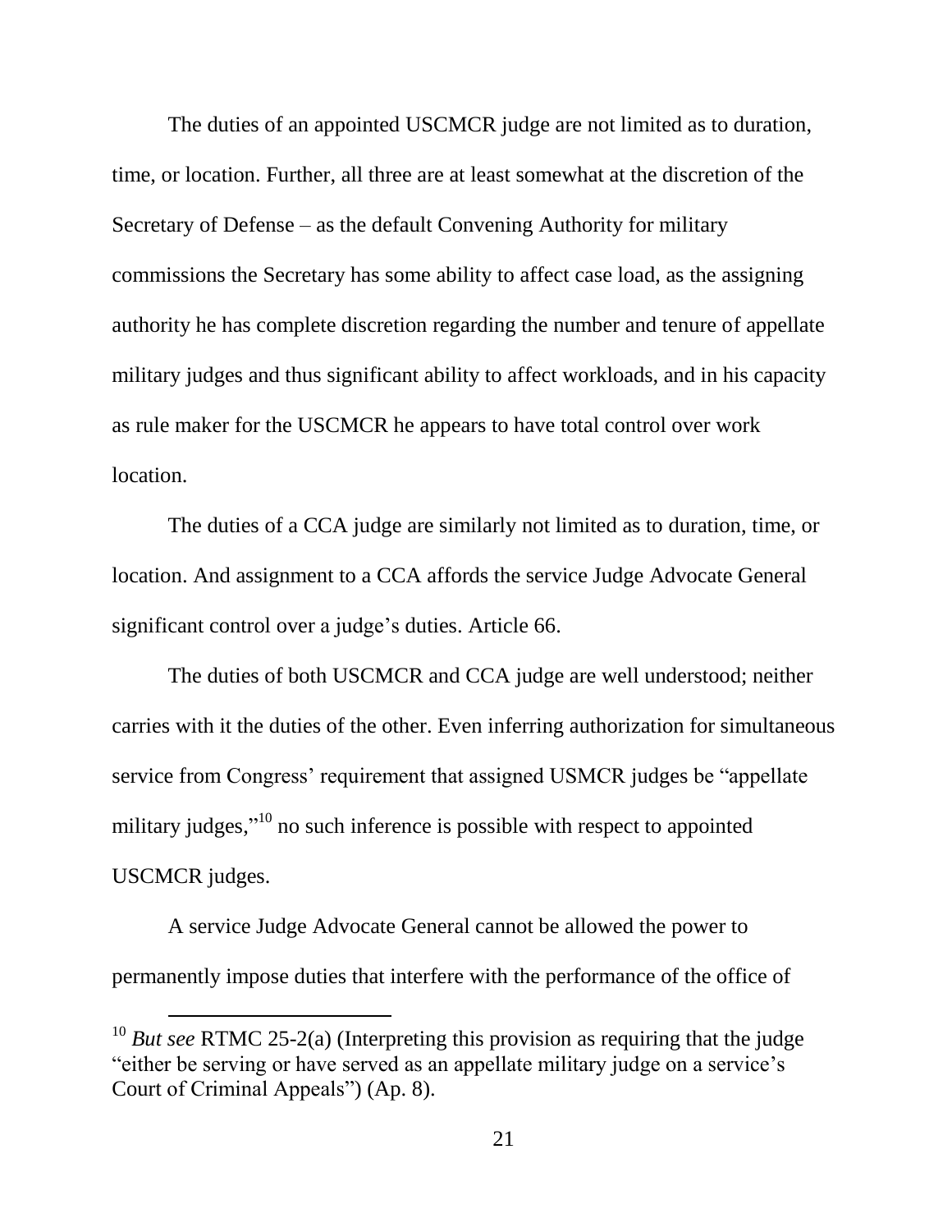The duties of an appointed USCMCR judge are not limited as to duration, time, or location. Further, all three are at least somewhat at the discretion of the Secretary of Defense – as the default Convening Authority for military commissions the Secretary has some ability to affect case load, as the assigning authority he has complete discretion regarding the number and tenure of appellate military judges and thus significant ability to affect workloads, and in his capacity as rule maker for the USCMCR he appears to have total control over work location.

The duties of a CCA judge are similarly not limited as to duration, time, or location. And assignment to a CCA affords the service Judge Advocate General significant control over a judge's duties. Article 66.

The duties of both USCMCR and CCA judge are well understood; neither carries with it the duties of the other. Even inferring authorization for simultaneous service from Congress' requirement that assigned USMCR judges be "appellate military judges,"[10] no such inference is possible with respect to appointed USCMCR judges.

A service Judge Advocate General cannot be allowed the power to permanently impose duties that interfere with the performance of the office of

[10] *But see* RTMC 25-2(a) (Interpreting this provision as requiring that the judge "either be serving or have served as an appellate military judge on a service's Court of Criminal Appeals") (Ap. 8).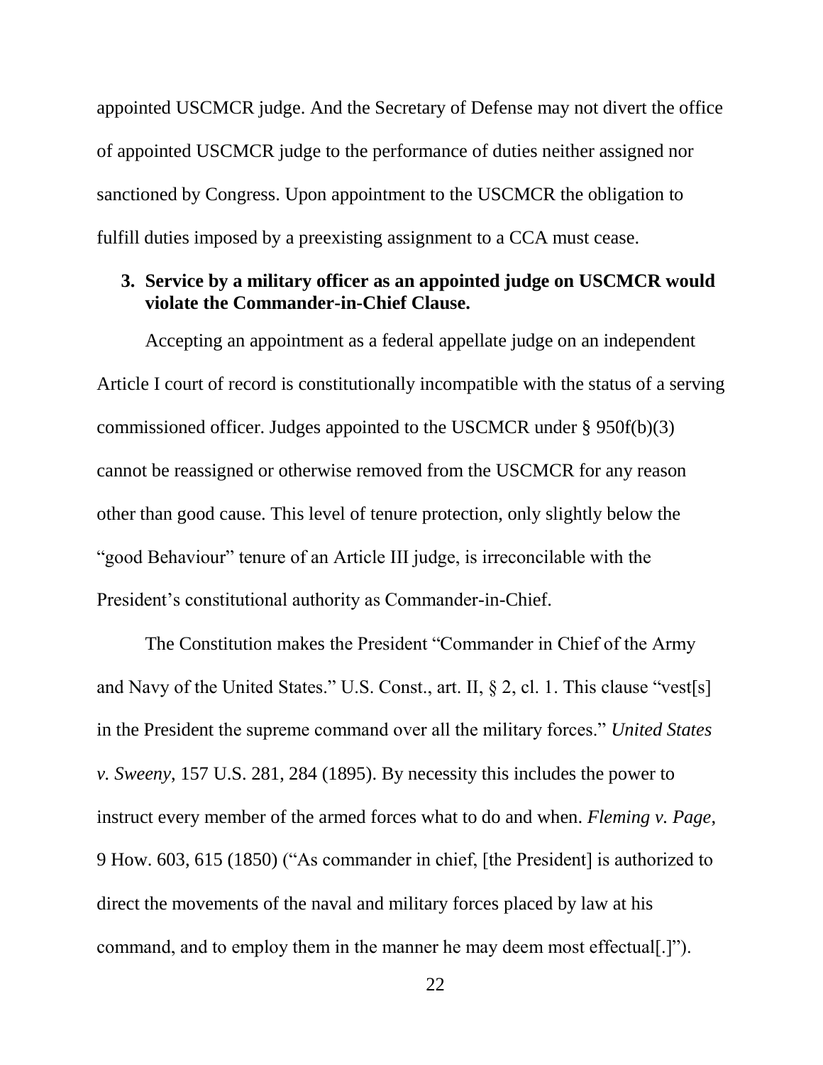appointed USCMCR judge. And the Secretary of Defense may not divert the office of appointed USCMCR judge to the performance of duties neither assigned nor sanctioned by Congress. Upon appointment to the USCMCR the obligation to fulfill duties imposed by a preexisting assignment to a CCA must cease.

### 3. Service by a military officer as an appointed judge on USCMCR would violate the Commander-in-Chief Clause.

Accepting an appointment as a federal appellate judge on an independent Article I court of record is constitutionally incompatible with the status of a serving commissioned officer. Judges appointed to the USCMCR under § 950f(b)(3) cannot be reassigned or otherwise removed from the USCMCR for any reason other than good cause. This level of tenure protection, only slightly below the "good Behaviour" tenure of an Article III judge, is irreconcilable with the President's constitutional authority as Commander-in-Chief.

The Constitution makes the President "Commander in Chief of the Army and Navy of the United States." U.S. Const., art. II, § 2, cl. 1. This clause "vest[s] in the President the supreme command over all the military forces." *United States v. Sweeny*, 157 U.S. 281, 284 (1895). By necessity this includes the power to instruct every member of the armed forces what to do and when. *Fleming v. Page*, 9 How. 603, 615 (1850) ("As commander in chief, [the President] is authorized to direct the movements of the naval and military forces placed by law at his command, and to employ them in the manner he may deem most effectual[.]").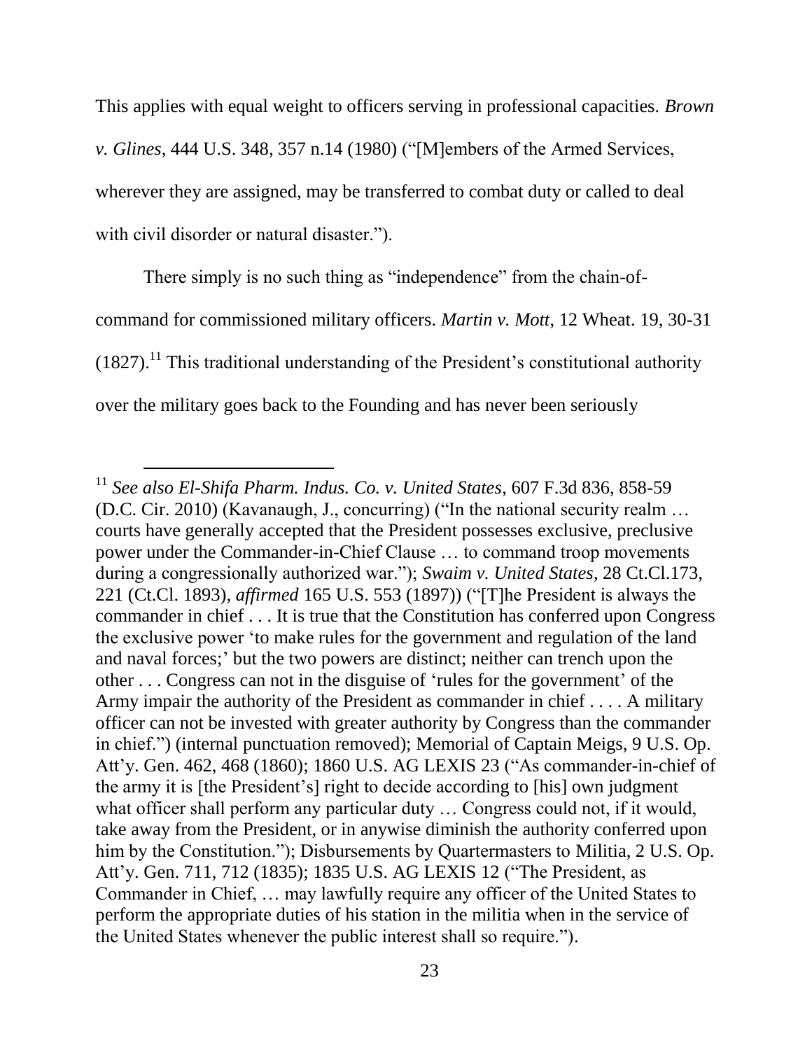This applies with equal weight to officers serving in professional capacities. *Brown v. Glines*, 444 U.S. 348, 357 n.14 (1980) ("[M]embers of the Armed Services, wherever they are assigned, may be transferred to combat duty or called to deal with civil disorder or natural disaster.").

There simply is no such thing as "independence" from the chain-of-command for commissioned military officers. *Martin v. Mott*, 12 Wheat. 19, 30-31 (1827).[11] This traditional understanding of the President's constitutional authority over the military goes back to the Founding and has never been seriously

---

[11] *See also El-Shifa Pharm. Indus. Co. v. United States*, 607 F.3d 836, 858-59 (D.C. Cir. 2010) (Kavanaugh, J., concurring) ("In the national security realm … courts have generally accepted that the President possesses exclusive, preclusive power under the Commander-in-Chief Clause … to command troop movements during a congressionally authorized war."); *Swaim v. United States*, 28 Ct.Cl.173, 221 (Ct.Cl. 1893), *affirmed* 165 U.S. 553 (1897)) ("[T]he President is always the commander in chief . . . It is true that the Constitution has conferred upon Congress the exclusive power 'to make rules for the government and regulation of the land and naval forces;' but the two powers are distinct; neither can trench upon the other . . . Congress can not in the disguise of 'rules for the government' of the Army impair the authority of the President as commander in chief . . . . A military officer can not be invested with greater authority by Congress than the commander in chief.") (internal punctuation removed); Memorial of Captain Meigs, 9 U.S. Op. Att'y. Gen. 462, 468 (1860); 1860 U.S. AG LEXIS 23 ("As commander-in-chief of the army it is [the President's] right to decide according to [his] own judgment what officer shall perform any particular duty … Congress could not, if it would, take away from the President, or in anywise diminish the authority conferred upon him by the Constitution."); Disbursements by Quartermasters to Militia, 2 U.S. Op. Att'y. Gen. 711, 712 (1835); 1835 U.S. AG LEXIS 12 ("The President, as Commander in Chief, … may lawfully require any officer of the United States to perform the appropriate duties of his station in the militia when in the service of the United States whenever the public interest shall so require.").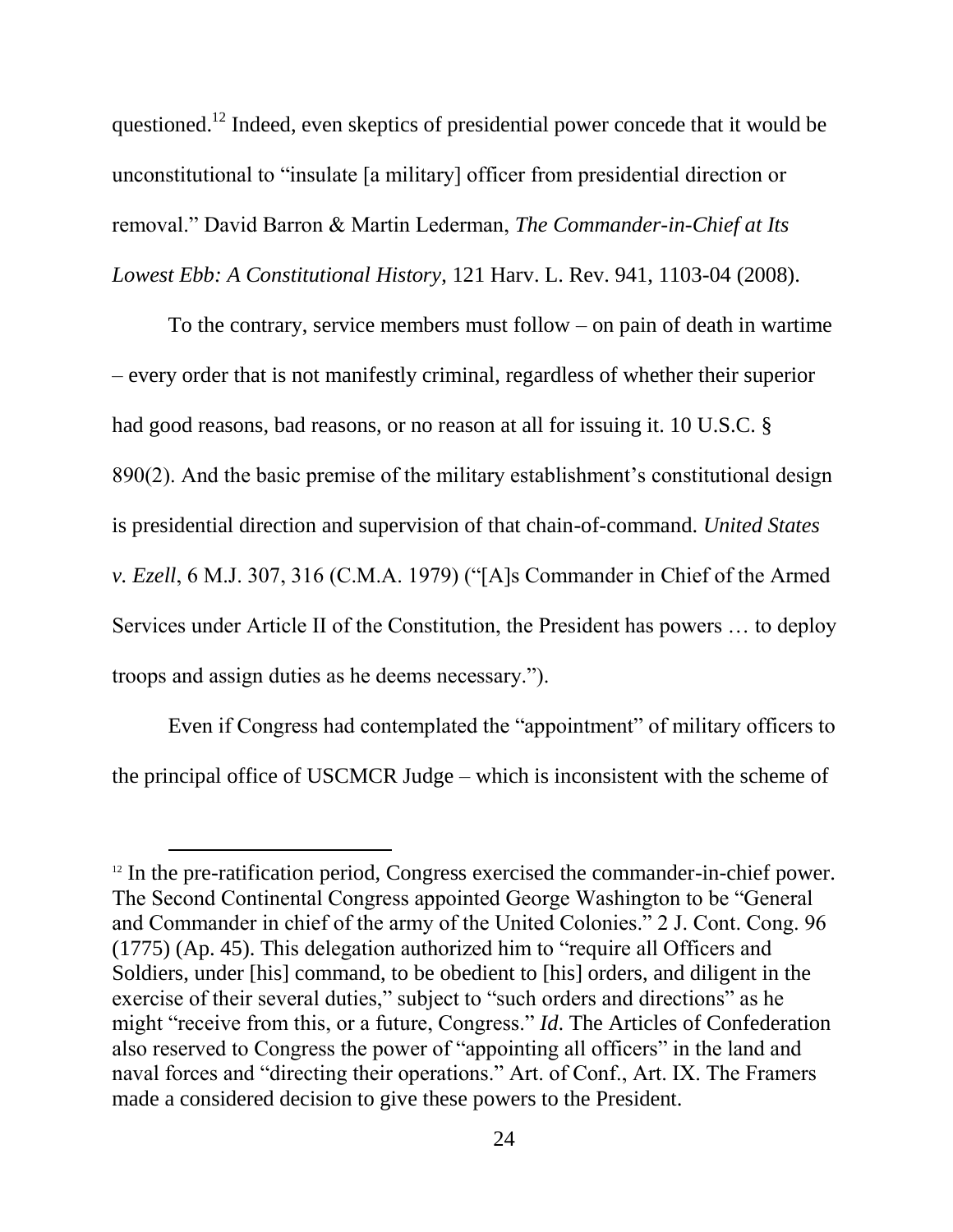questioned.[12] Indeed, even skeptics of presidential power concede that it would be unconstitutional to "insulate [a military] officer from presidential direction or removal." David Barron & Martin Lederman, *The Commander-in-Chief at Its Lowest Ebb: A Constitutional History*, 121 Harv. L. Rev. 941, 1103-04 (2008).

To the contrary, service members must follow – on pain of death in wartime – every order that is not manifestly criminal, regardless of whether their superior had good reasons, bad reasons, or no reason at all for issuing it. 10 U.S.C. § 890(2). And the basic premise of the military establishment's constitutional design is presidential direction and supervision of that chain-of-command. *United States v. Ezell*, 6 M.J. 307, 316 (C.M.A. 1979) ("[A]s Commander in Chief of the Armed Services under Article II of the Constitution, the President has powers … to deploy troops and assign duties as he deems necessary.").

Even if Congress had contemplated the "appointment" of military officers to the principal office of USCMCR Judge – which is inconsistent with the scheme of

---

[12] In the pre-ratification period, Congress exercised the commander-in-chief power. The Second Continental Congress appointed George Washington to be "General and Commander in chief of the army of the United Colonies." 2 J. Cont. Cong. 96 (1775) (Ap. 45). This delegation authorized him to "require all Officers and Soldiers, under [his] command, to be obedient to [his] orders, and diligent in the exercise of their several duties," subject to "such orders and directions" as he might "receive from this, or a future, Congress." *Id*. The Articles of Confederation also reserved to Congress the power of "appointing all officers" in the land and naval forces and "directing their operations." Art. of Conf., Art. IX. The Framers made a considered decision to give these powers to the President.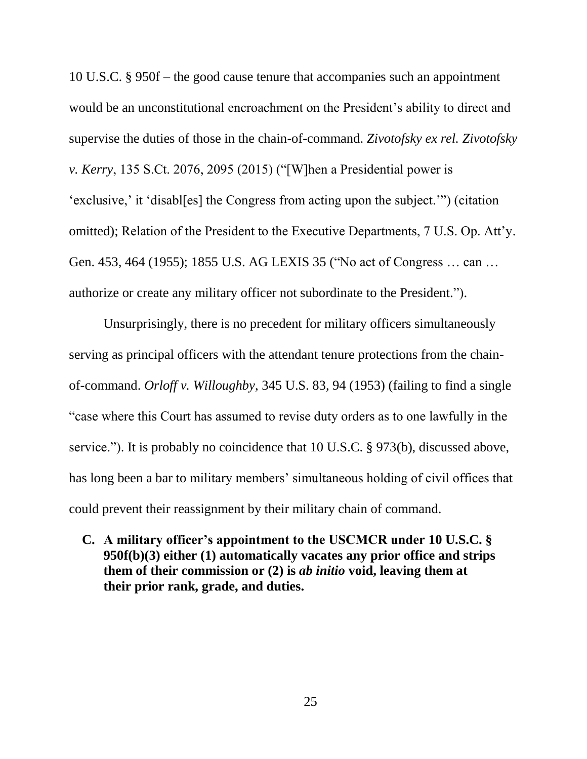10 U.S.C. § 950f – the good cause tenure that accompanies such an appointment would be an unconstitutional encroachment on the President's ability to direct and supervise the duties of those in the chain-of-command. *Zivotofsky ex rel. Zivotofsky v. Kerry*, 135 S.Ct. 2076, 2095 (2015) ("[W]hen a Presidential power is 'exclusive,' it 'disabl[es] the Congress from acting upon the subject.'") (citation omitted); Relation of the President to the Executive Departments, 7 U.S. Op. Att'y. Gen. 453, 464 (1955); 1855 U.S. AG LEXIS 35 ("No act of Congress … can … authorize or create any military officer not subordinate to the President.").

Unsurprisingly, there is no precedent for military officers simultaneously serving as principal officers with the attendant tenure protections from the chain-of-command. *Orloff v. Willoughby*, 345 U.S. 83, 94 (1953) (failing to find a single "case where this Court has assumed to revise duty orders as to one lawfully in the service."). It is probably no coincidence that 10 U.S.C. § 973(b), discussed above, has long been a bar to military members' simultaneous holding of civil offices that could prevent their reassignment by their military chain of command.

**C. A military officer's appointment to the USCMCR under 10 U.S.C. § 950f(b)(3) either (1) automatically vacates any prior office and strips them of their commission or (2) is *ab initio* void, leaving them at their prior rank, grade, and duties.**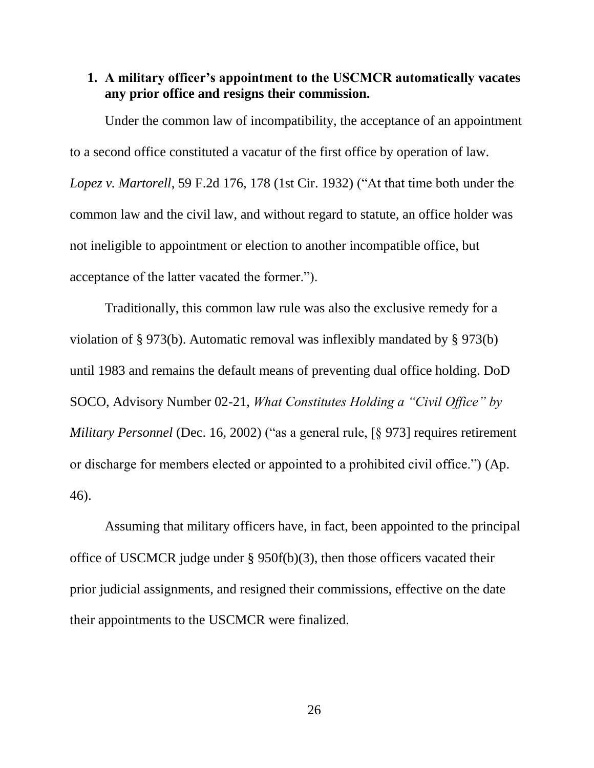**1. A military officer's appointment to the USCMCR automatically vacates any prior office and resigns their commission.**

Under the common law of incompatibility, the acceptance of an appointment to a second office constituted a vacatur of the first office by operation of law. *Lopez v. Martorell*, 59 F.2d 176, 178 (1st Cir. 1932) ("At that time both under the common law and the civil law, and without regard to statute, an office holder was not ineligible to appointment or election to another incompatible office, but acceptance of the latter vacated the former.").

Traditionally, this common law rule was also the exclusive remedy for a violation of § 973(b). Automatic removal was inflexibly mandated by § 973(b) until 1983 and remains the default means of preventing dual office holding. DoD SOCO, Advisory Number 02-21, *What Constitutes Holding a "Civil Office" by Military Personnel* (Dec. 16, 2002) ("as a general rule, [§ 973] requires retirement or discharge for members elected or appointed to a prohibited civil office.") (Ap. 46).

Assuming that military officers have, in fact, been appointed to the principal office of USCMCR judge under § 950f(b)(3), then those officers vacated their prior judicial assignments, and resigned their commissions, effective on the date their appointments to the USCMCR were finalized.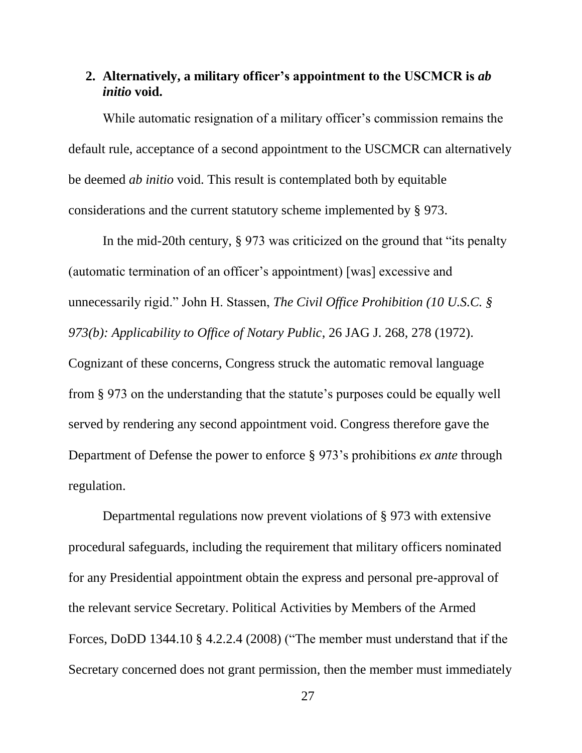### 2. Alternatively, a military officer's appointment to the USCMCR is *ab initio* void.

While automatic resignation of a military officer's commission remains the default rule, acceptance of a second appointment to the USCMCR can alternatively be deemed *ab initio* void. This result is contemplated both by equitable considerations and the current statutory scheme implemented by § 973.

In the mid-20th century, § 973 was criticized on the ground that "its penalty (automatic termination of an officer's appointment) [was] excessive and unnecessarily rigid." John H. Stassen, *The Civil Office Prohibition (10 U.S.C. § 973(b): Applicability to Office of Notary Public*, 26 JAG J. 268, 278 (1972). Cognizant of these concerns, Congress struck the automatic removal language from § 973 on the understanding that the statute's purposes could be equally well served by rendering any second appointment void. Congress therefore gave the Department of Defense the power to enforce § 973's prohibitions *ex ante* through regulation.

Departmental regulations now prevent violations of § 973 with extensive procedural safeguards, including the requirement that military officers nominated for any Presidential appointment obtain the express and personal pre-approval of the relevant service Secretary. Political Activities by Members of the Armed Forces, DoDD 1344.10 § 4.2.2.4 (2008) ("The member must understand that if the Secretary concerned does not grant permission, then the member must immediately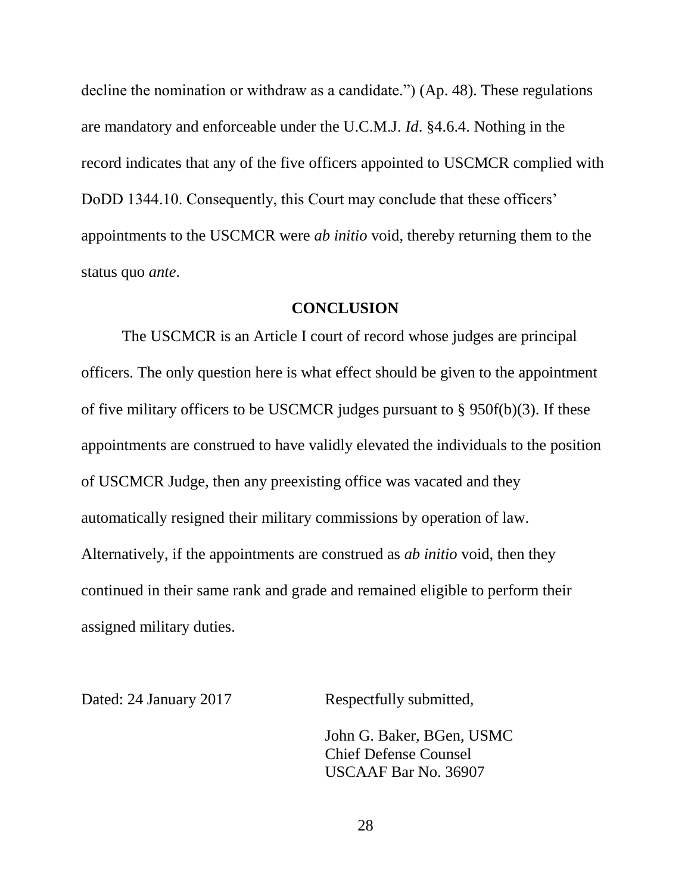decline the nomination or withdraw as a candidate.") (Ap. 48). These regulations are mandatory and enforceable under the U.C.M.J. *Id*. §4.6.4. Nothing in the record indicates that any of the five officers appointed to USCMCR complied with DoDD 1344.10. Consequently, this Court may conclude that these officers' appointments to the USCMCR were *ab initio* void, thereby returning them to the status quo *ante*.

## CONCLUSION

The USCMCR is an Article I court of record whose judges are principal officers. The only question here is what effect should be given to the appointment of five military officers to be USCMCR judges pursuant to § 950f(b)(3). If these appointments are construed to have validly elevated the individuals to the position of USCMCR Judge, then any preexisting office was vacated and they automatically resigned their military commissions by operation of law. Alternatively, if the appointments are construed as *ab initio* void, then they continued in their same rank and grade and remained eligible to perform their assigned military duties.

Dated: 24 January 2017

Respectfully submitted,

John G. Baker, BGen, USMC
Chief Defense Counsel
USCAAF Bar No. 36907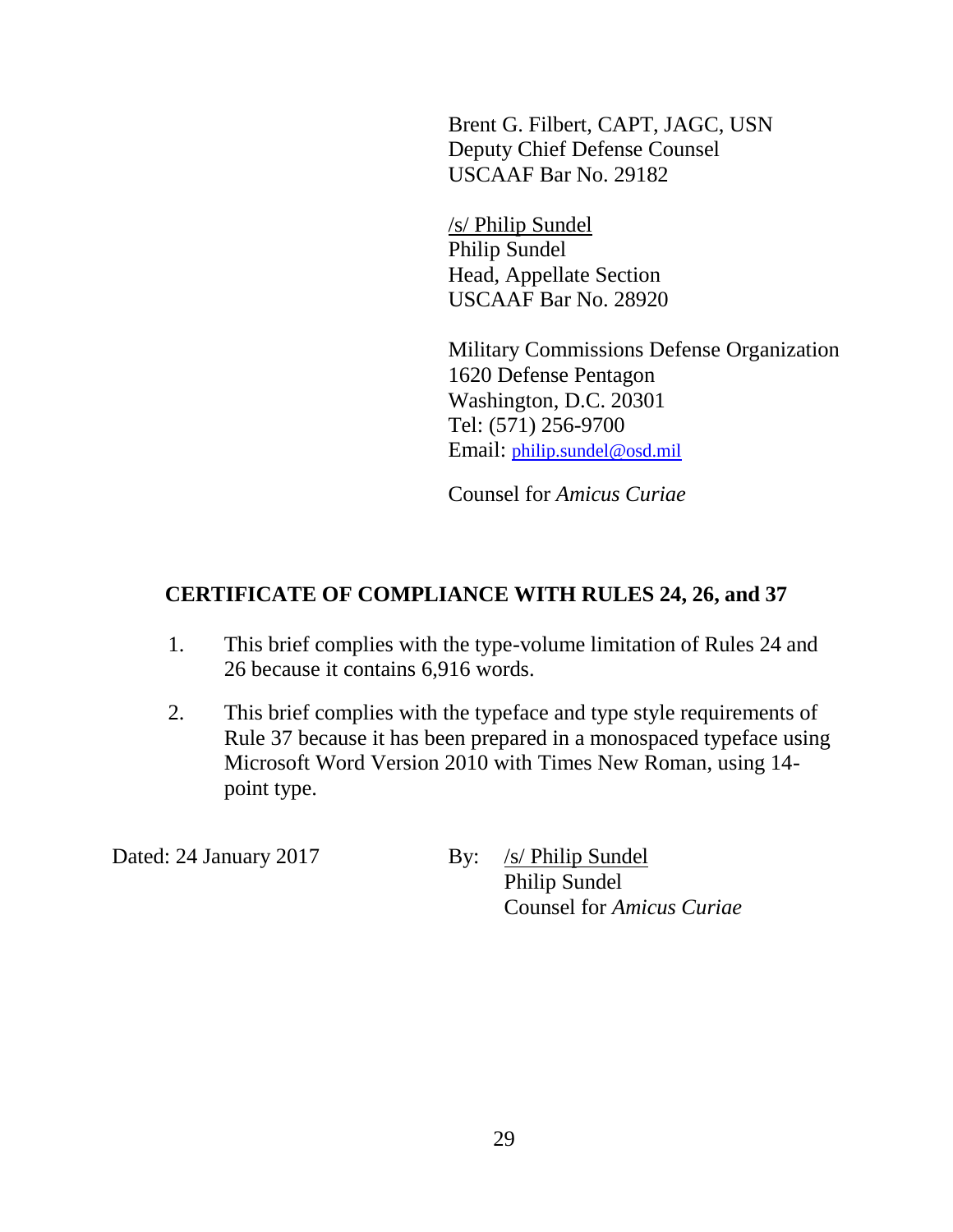Brent G. Filbert, CAPT, JAGC, USN
Deputy Chief Defense Counsel
USCAAF Bar No. 29182

/s/ Philip Sundel
Philip Sundel
Head, Appellate Section
USCAAF Bar No. 28920

Military Commissions Defense Organization
1620 Defense Pentagon
Washington, D.C. 20301
Tel: (571) 256-9700
Email: philip.sundel@osd.mil

Counsel for *Amicus Curiae*

## CERTIFICATE OF COMPLIANCE WITH RULES 24, 26, and 37

1. This brief complies with the type-volume limitation of Rules 24 and 26 because it contains 6,916 words.

2. This brief complies with the typeface and type style requirements of Rule 37 because it has been prepared in a monospaced typeface using Microsoft Word Version 2010 with Times New Roman, using 14-point type.

Dated: 24 January 2017

By: /s/ Philip Sundel
Philip Sundel
Counsel for *Amicus Curiae*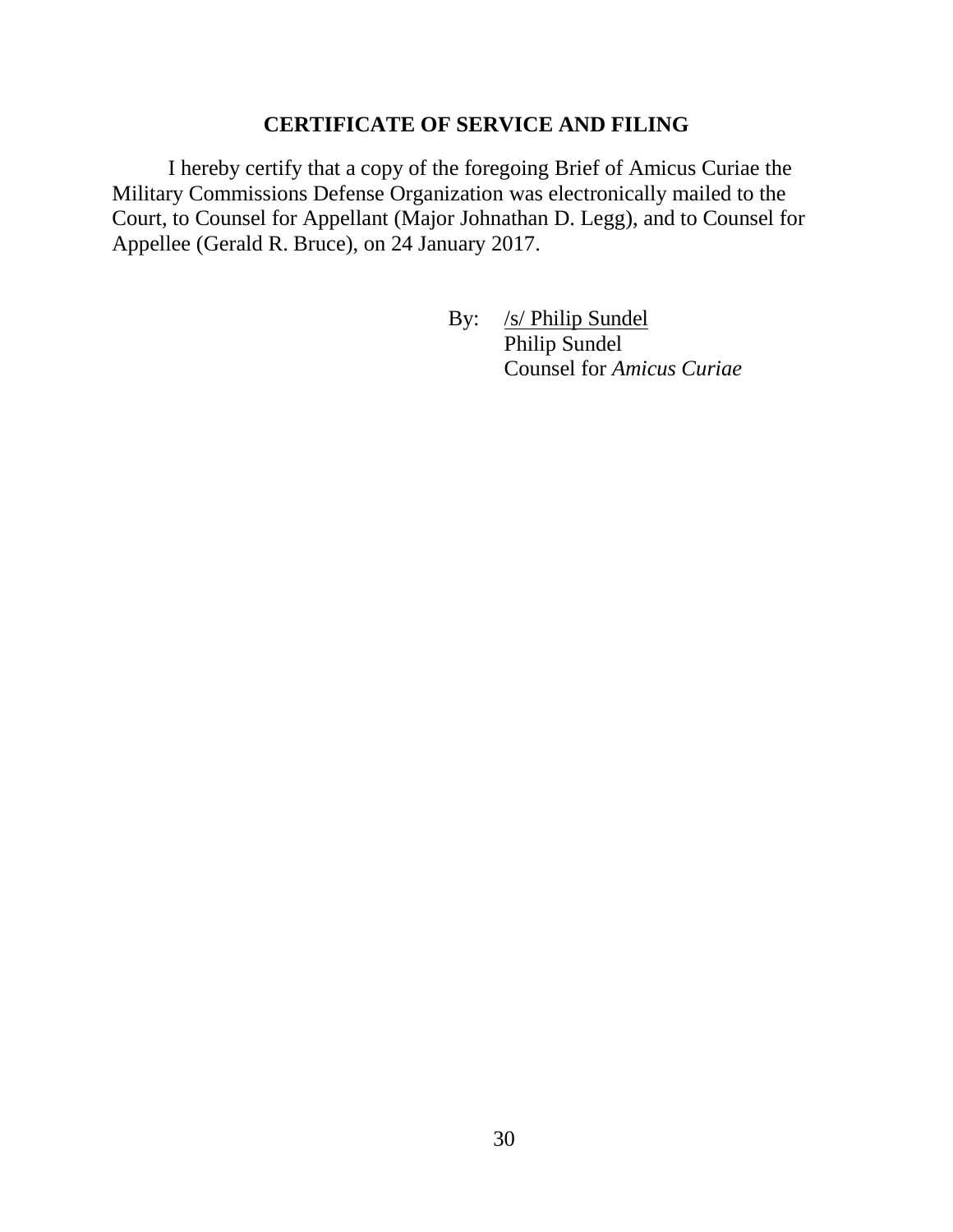## CERTIFICATE OF SERVICE AND FILING

I hereby certify that a copy of the foregoing Brief of Amicus Curiae the Military Commissions Defense Organization was electronically mailed to the Court, to Counsel for Appellant (Major Johnathan D. Legg), and to Counsel for Appellee (Gerald R. Bruce), on 24 January 2017.

By: /s/ Philip Sundel
Philip Sundel
Counsel for *Amicus Curiae*